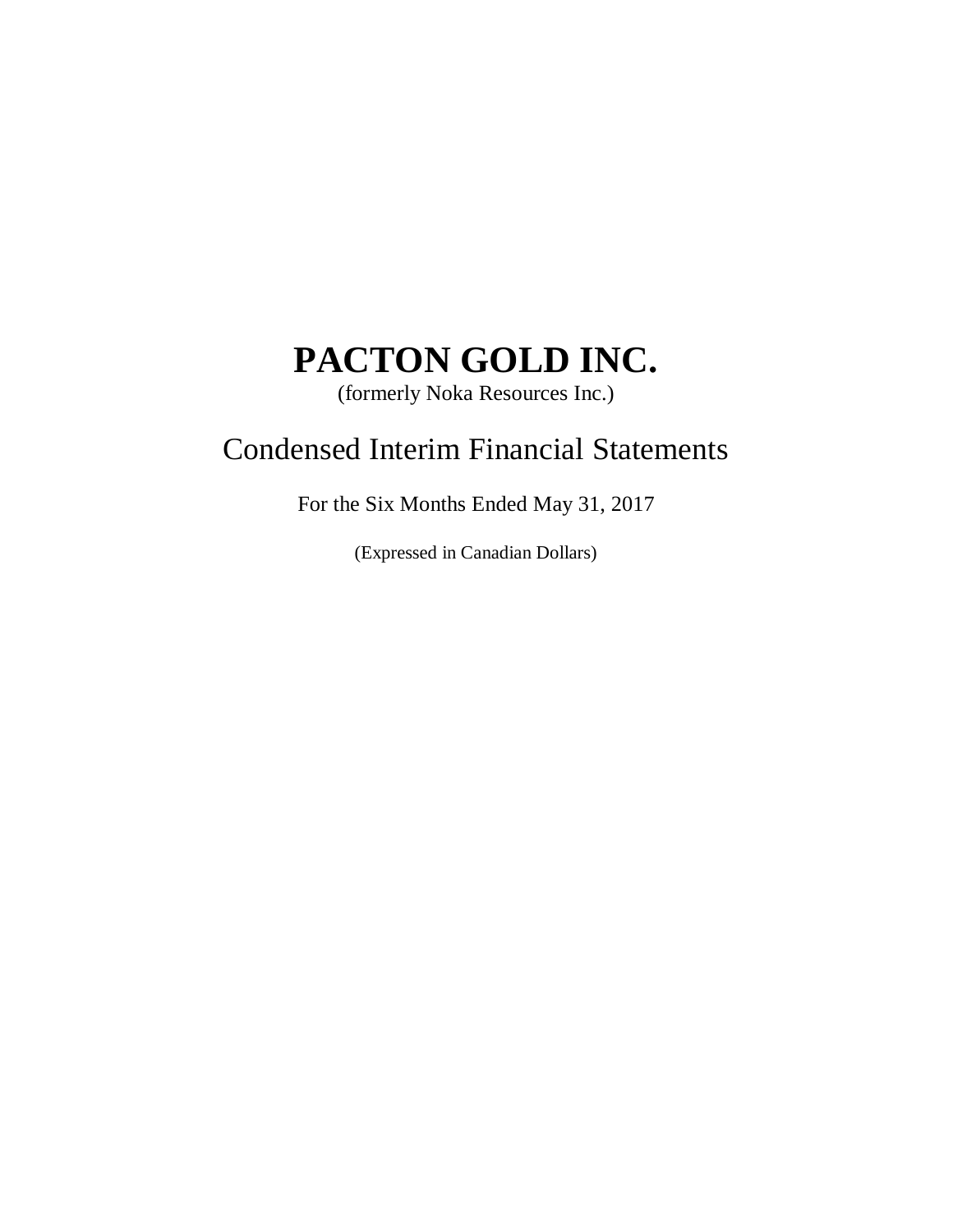# PACTON GOLD INC.

(formerly Noka Resources Inc.)

## Condensed Interim Financial Statements

For the Six Months Ended May 31, 2017

(Expressed in Canadian Dollars)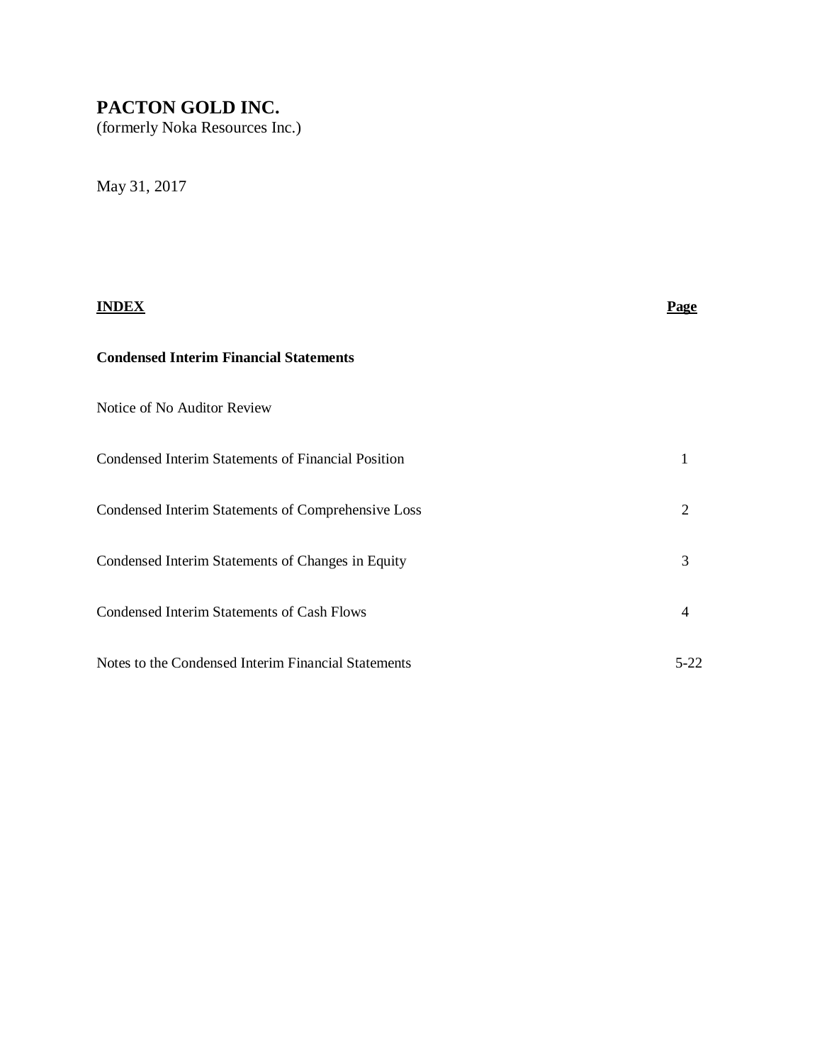# PACTON GOLD INC.

(formerly Noka Resources Inc.)

May 31, 2017

| **INDEX** | **Page** |
|---|---|
| **Condensed Interim Financial Statements** | |
| Notice of No Auditor Review | |
| Condensed Interim Statements of Financial Position | 1 |
| Condensed Interim Statements of Comprehensive Loss | 2 |
| Condensed Interim Statements of Changes in Equity | 3 |
| Condensed Interim Statements of Cash Flows | 4 |
| Notes to the Condensed Interim Financial Statements | 5-22 |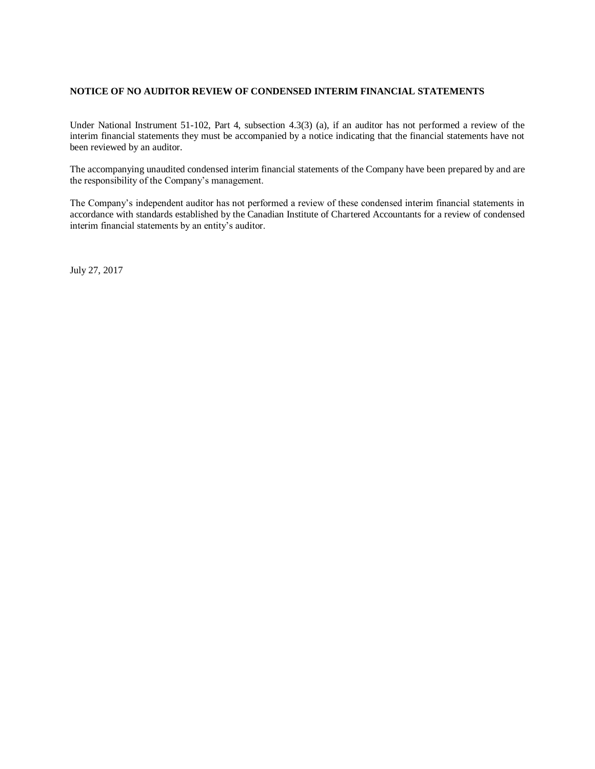## NOTICE OF NO AUDITOR REVIEW OF CONDENSED INTERIM FINANCIAL STATEMENTS

Under National Instrument 51-102, Part 4, subsection 4.3(3) (a), if an auditor has not performed a review of the interim financial statements they must be accompanied by a notice indicating that the financial statements have not been reviewed by an auditor.

The accompanying unaudited condensed interim financial statements of the Company have been prepared by and are the responsibility of the Company's management.

The Company's independent auditor has not performed a review of these condensed interim financial statements in accordance with standards established by the Canadian Institute of Chartered Accountants for a review of condensed interim financial statements by an entity's auditor.

July 27, 2017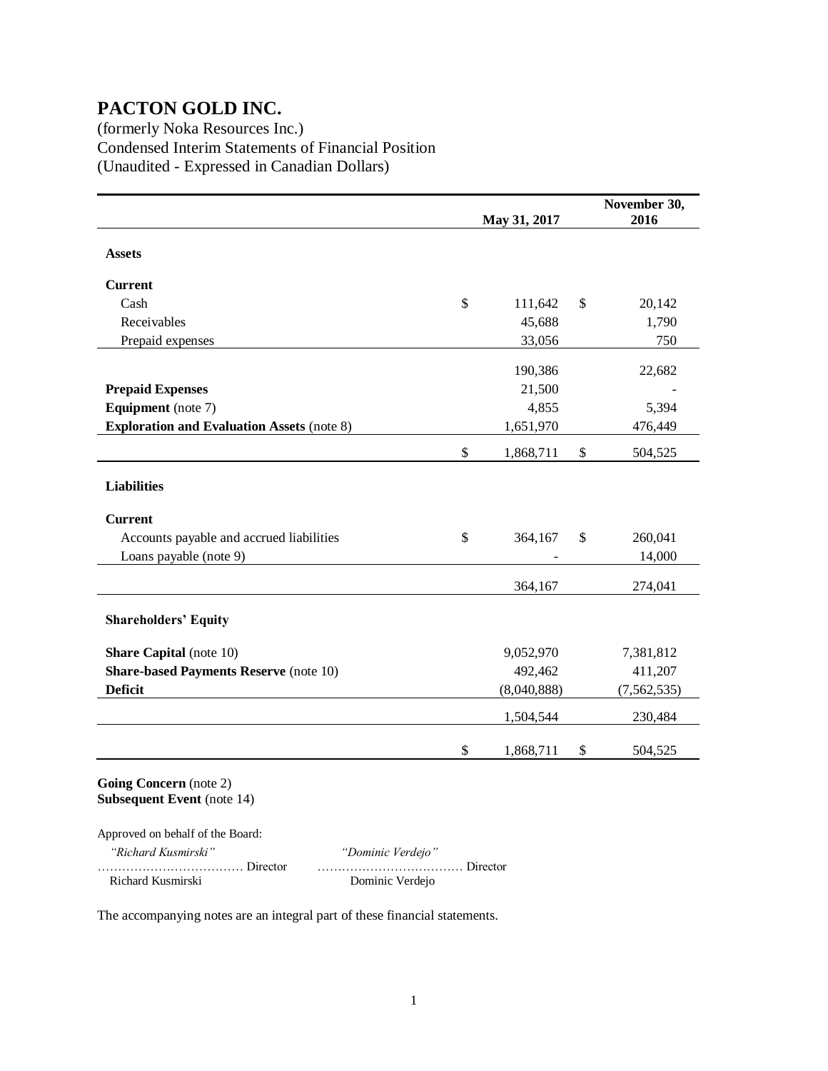# PACTON GOLD INC.

(formerly Noka Resources Inc.)
Condensed Interim Statements of Financial Position
(Unaudited - Expressed in Canadian Dollars)

| | May 31, 2017 | November 30, 2016 |
|---|---|---|
| **Assets** | | |
| **Current** | | |
| Cash | $ 111,642 | $ 20,142 |
| Receivables | 45,688 | 1,790 |
| Prepaid expenses | 33,056 | 750 |
| | 190,386 | 22,682 |
| **Prepaid Expenses** | 21,500 | - |
| **Equipment** (note 7) | 4,855 | 5,394 |
| **Exploration and Evaluation Assets** (note 8) | 1,651,970 | 476,449 |
| | $ 1,868,711 | $ 504,525 |
| **Liabilities** | | |
| **Current** | | |
| Accounts payable and accrued liabilities | $ 364,167 | $ 260,041 |
| Loans payable (note 9) | - | 14,000 |
| | 364,167 | 274,041 |
| **Shareholders' Equity** | | |
| **Share Capital** (note 10) | 9,052,970 | 7,381,812 |
| **Share-based Payments Reserve** (note 10) | 492,462 | 411,207 |
| **Deficit** | (8,040,888) | (7,562,535) |
| | 1,504,544 | 230,484 |
| | $ 1,868,711 | $ 504,525 |

**Going Concern** (note 2)
**Subsequent Event** (note 14)

Approved on behalf of the Board:

| | |
|---|---|
| *"Richard Kusmirski"* | *"Dominic Verdejo"* |
| ……………………………… Director | ……………………………… Director |
| Richard Kusmirski | Dominic Verdejo |

The accompanying notes are an integral part of these financial statements.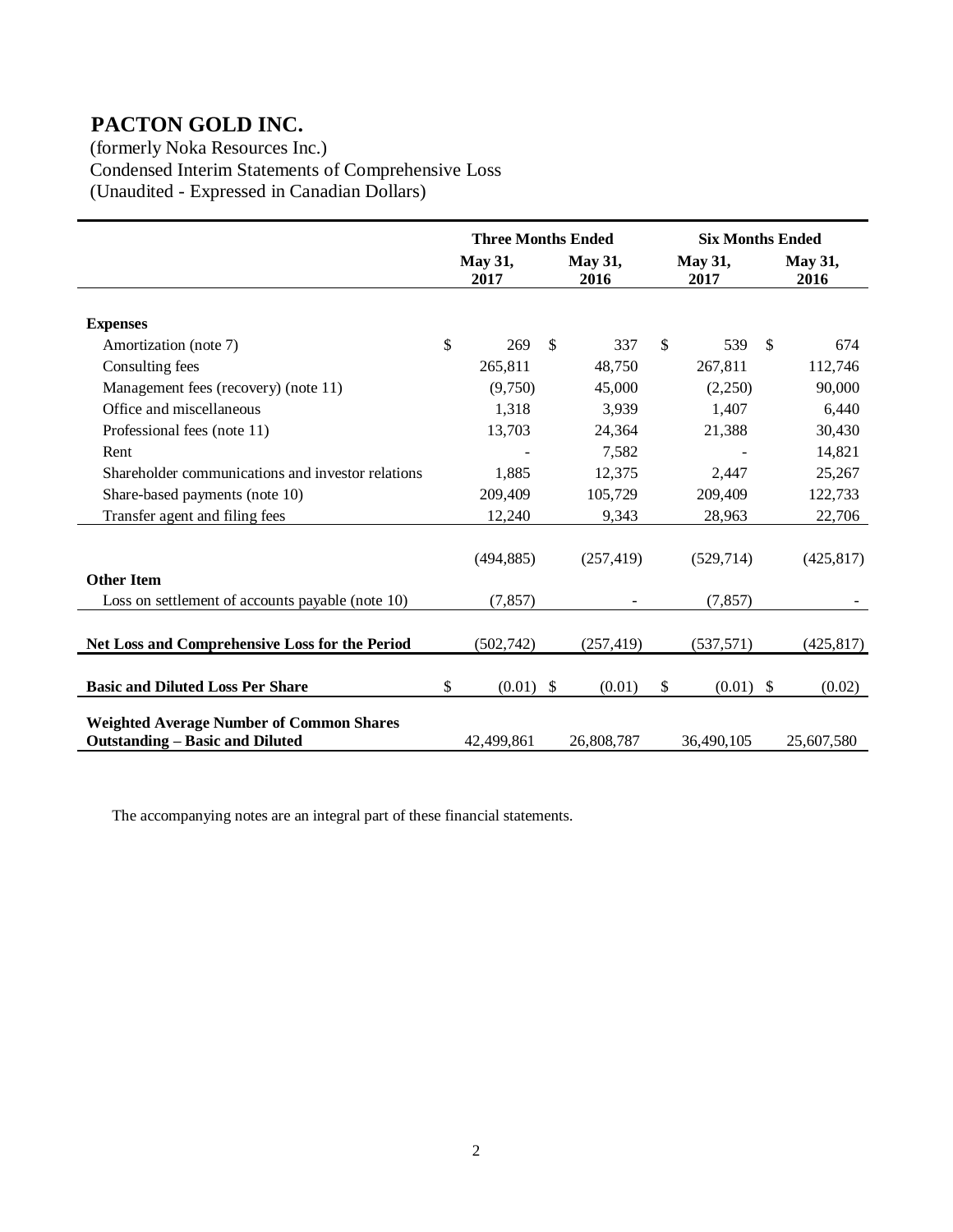# PACTON GOLD INC.

(formerly Noka Resources Inc.)
Condensed Interim Statements of Comprehensive Loss
(Unaudited - Expressed in Canadian Dollars)

| | Three Months Ended | | Six Months Ended | |
|---|---|---|---|---|
| | **May 31, 2017** | **May 31, 2016** | **May 31, 2017** | **May 31, 2016** |
| **Expenses** | | | | |
| Amortization (note 7) | $ 269 | $ 337 | $ 539 | $ 674 |
| Consulting fees | 265,811 | 48,750 | 267,811 | 112,746 |
| Management fees (recovery) (note 11) | (9,750) | 45,000 | (2,250) | 90,000 |
| Office and miscellaneous | 1,318 | 3,939 | 1,407 | 6,440 |
| Professional fees (note 11) | 13,703 | 24,364 | 21,388 | 30,430 |
| Rent | - | 7,582 | - | 14,821 |
| Shareholder communications and investor relations | 1,885 | 12,375 | 2,447 | 25,267 |
| Share-based payments (note 10) | 209,409 | 105,729 | 209,409 | 122,733 |
| Transfer agent and filing fees | 12,240 | 9,343 | 28,963 | 22,706 |
| | (494,885) | (257,419) | (529,714) | (425,817) |
| **Other Item** | | | | |
| Loss on settlement of accounts payable (note 10) | (7,857) | - | (7,857) | - |
| **Net Loss and Comprehensive Loss for the Period** | (502,742) | (257,419) | (537,571) | (425,817) |
| **Basic and Diluted Loss Per Share** | $ (0.01) | $ (0.01) | $ (0.01) | $ (0.02) |
| **Weighted Average Number of Common Shares Outstanding – Basic and Diluted** | 42,499,861 | 26,808,787 | 36,490,105 | 25,607,580 |

The accompanying notes are an integral part of these financial statements.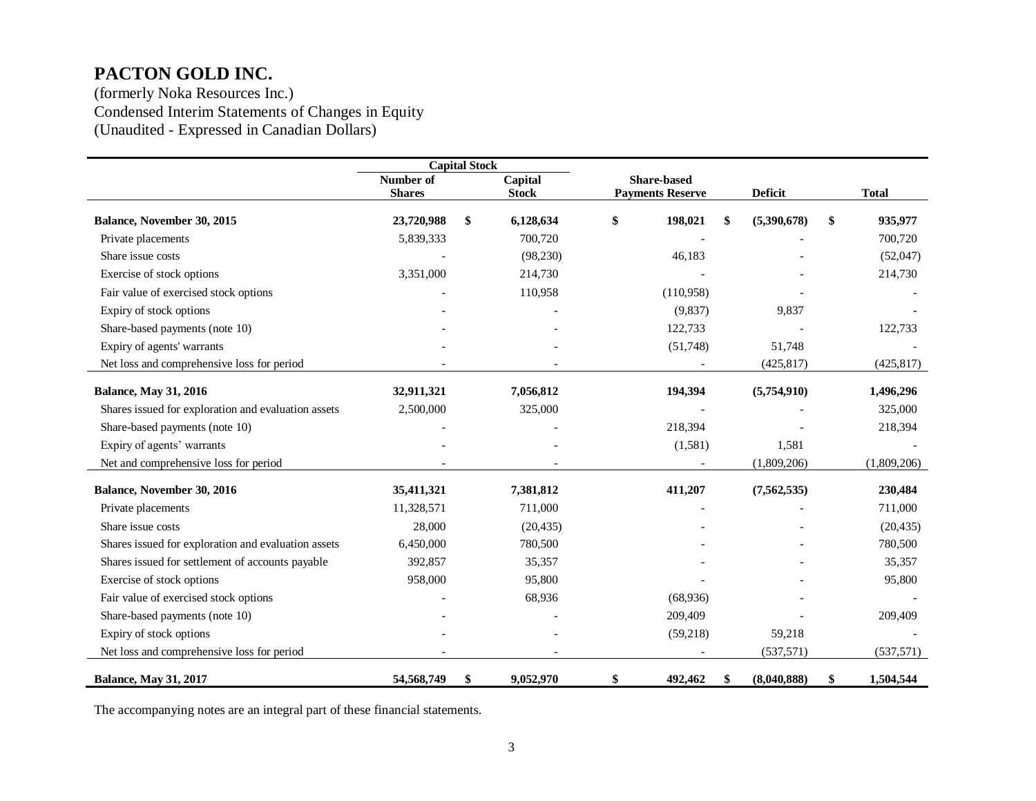# PACTON GOLD INC.

(formerly Noka Resources Inc.)
Condensed Interim Statements of Changes in Equity
(Unaudited - Expressed in Canadian Dollars)

| | Capital Stock | | | | |
|---|---|---|---|---|---|
| | Number of Shares | Capital Stock | Share-based Payments Reserve | Deficit | Total |
| **Balance, November 30, 2015** | **23,720,988** | **$ 6,128,634** | **$ 198,021** | **$ (5,390,678)** | **$ 935,977** |
| Private placements | 5,839,333 | 700,720 | - | - | 700,720 |
| Share issue costs | - | (98,230) | 46,183 | - | (52,047) |
| Exercise of stock options | 3,351,000 | 214,730 | - | - | 214,730 |
| Fair value of exercised stock options | - | 110,958 | (110,958) | - | - |
| Expiry of stock options | - | - | (9,837) | 9,837 | - |
| Share-based payments (note 10) | - | - | 122,733 | - | 122,733 |
| Expiry of agents' warrants | - | - | (51,748) | 51,748 | - |
| Net loss and comprehensive loss for period | - | - | - | (425,817) | (425,817) |
| **Balance, May 31, 2016** | **32,911,321** | **7,056,812** | **194,394** | **(5,754,910)** | **1,496,296** |
| Shares issued for exploration and evaluation assets | 2,500,000 | 325,000 | - | - | 325,000 |
| Share-based payments (note 10) | - | - | 218,394 | - | 218,394 |
| Expiry of agents' warrants | - | - | (1,581) | 1,581 | - |
| Net and comprehensive loss for period | - | - | - | (1,809,206) | (1,809,206) |
| **Balance, November 30, 2016** | **35,411,321** | **7,381,812** | **411,207** | **(7,562,535)** | **230,484** |
| Private placements | 11,328,571 | 711,000 | - | - | 711,000 |
| Share issue costs | 28,000 | (20,435) | - | - | (20,435) |
| Shares issued for exploration and evaluation assets | 6,450,000 | 780,500 | - | - | 780,500 |
| Shares issued for settlement of accounts payable | 392,857 | 35,357 | - | - | 35,357 |
| Exercise of stock options | 958,000 | 95,800 | - | - | 95,800 |
| Fair value of exercised stock options | - | 68,936 | (68,936) | - | - |
| Share-based payments (note 10) | - | - | 209,409 | - | 209,409 |
| Expiry of stock options | - | - | (59,218) | 59,218 | - |
| Net loss and comprehensive loss for period | - | - | - | (537,571) | (537,571) |
| **Balance, May 31, 2017** | **54,568,749** | **$ 9,052,970** | **$ 492,462** | **$ (8,040,888)** | **$ 1,504,544** |

The accompanying notes are an integral part of these financial statements.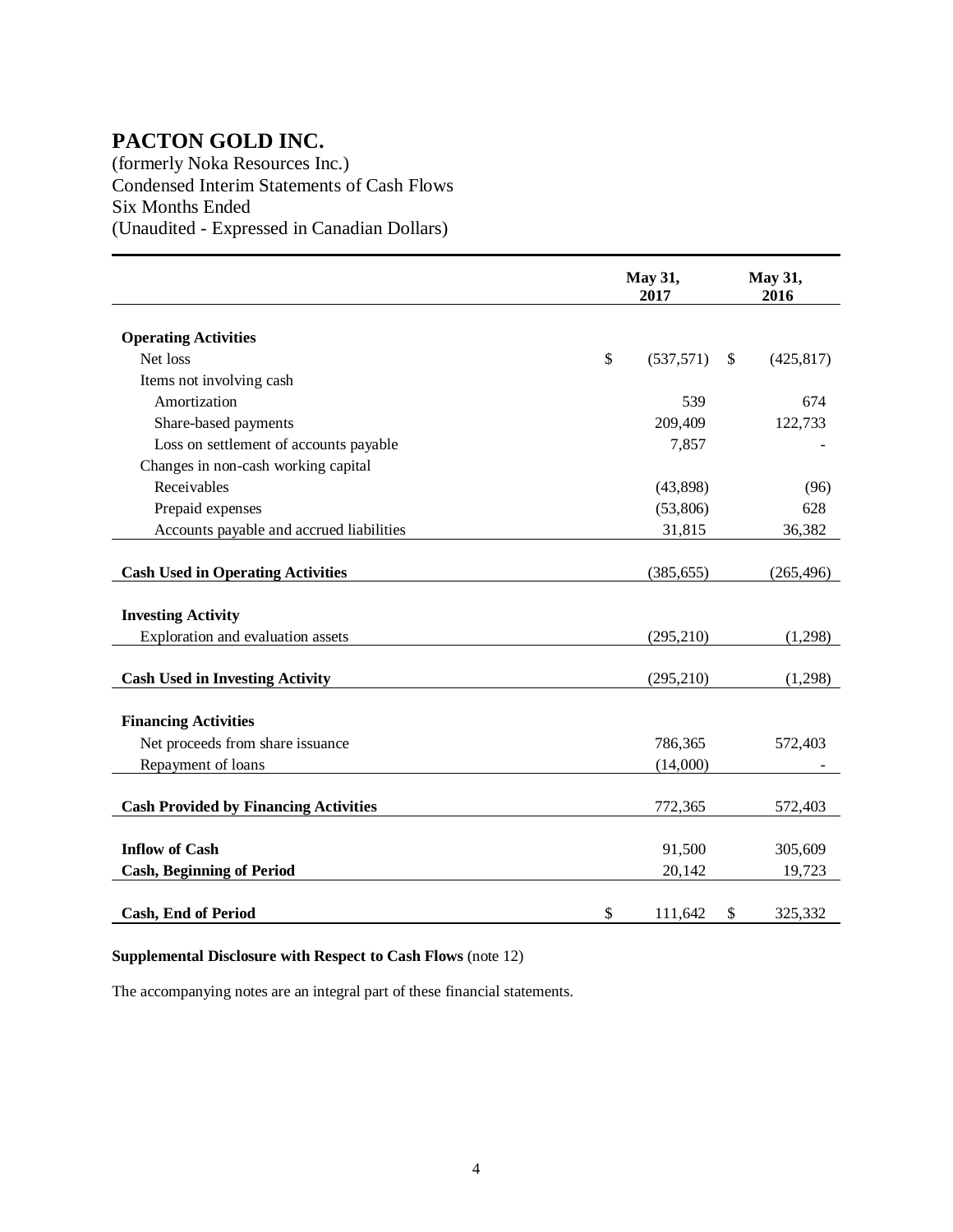# PACTON GOLD INC.

(formerly Noka Resources Inc.)
Condensed Interim Statements of Cash Flows
Six Months Ended
(Unaudited - Expressed in Canadian Dollars)

| | May 31, 2017 | May 31, 2016 |
|---|---|---|
| **Operating Activities** | | |
| Net loss | $ (537,571) | $ (425,817) |
| Items not involving cash | | |
| Amortization | 539 | 674 |
| Share-based payments | 209,409 | 122,733 |
| Loss on settlement of accounts payable | 7,857 | - |
| Changes in non-cash working capital | | |
| Receivables | (43,898) | (96) |
| Prepaid expenses | (53,806) | 628 |
| Accounts payable and accrued liabilities | 31,815 | 36,382 |
| **Cash Used in Operating Activities** | (385,655) | (265,496) |
| **Investing Activity** | | |
| Exploration and evaluation assets | (295,210) | (1,298) |
| **Cash Used in Investing Activity** | (295,210) | (1,298) |
| **Financing Activities** | | |
| Net proceeds from share issuance | 786,365 | 572,403 |
| Repayment of loans | (14,000) | - |
| **Cash Provided by Financing Activities** | 772,365 | 572,403 |
| **Inflow of Cash** | 91,500 | 305,609 |
| **Cash, Beginning of Period** | 20,142 | 19,723 |
| **Cash, End of Period** | $ 111,642 | $ 325,332 |

**Supplemental Disclosure with Respect to Cash Flows** (note 12)

The accompanying notes are an integral part of these financial statements.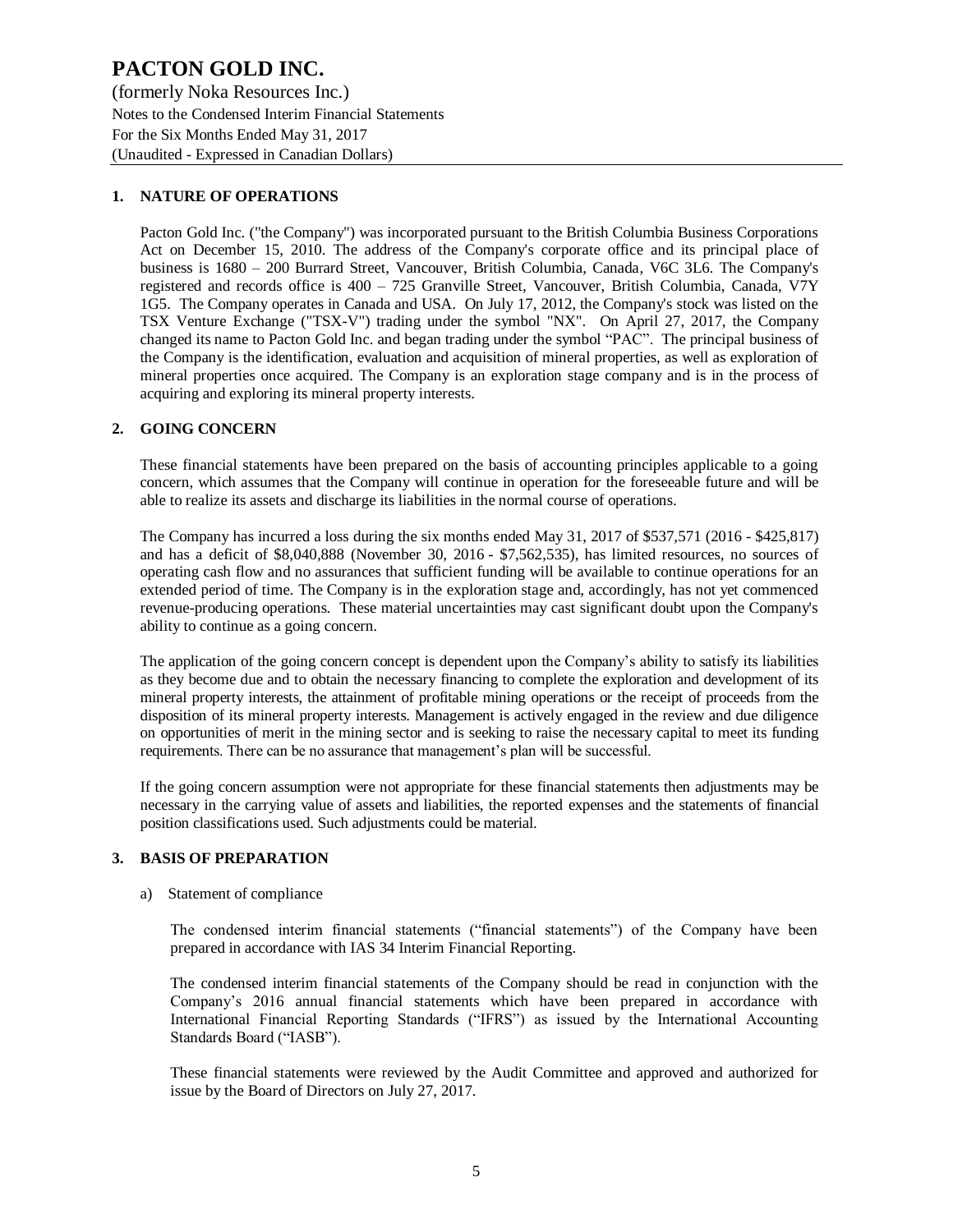## 1. NATURE OF OPERATIONS

Pacton Gold Inc. ("the Company") was incorporated pursuant to the British Columbia Business Corporations Act on December 15, 2010. The address of the Company's corporate office and its principal place of business is 1680 – 200 Burrard Street, Vancouver, British Columbia, Canada, V6C 3L6. The Company's registered and records office is 400 – 725 Granville Street, Vancouver, British Columbia, Canada, V7Y 1G5. The Company operates in Canada and USA. On July 17, 2012, the Company's stock was listed on the TSX Venture Exchange ("TSX-V") trading under the symbol "NX". On April 27, 2017, the Company changed its name to Pacton Gold Inc. and began trading under the symbol "PAC". The principal business of the Company is the identification, evaluation and acquisition of mineral properties, as well as exploration of mineral properties once acquired. The Company is an exploration stage company and is in the process of acquiring and exploring its mineral property interests.

## 2. GOING CONCERN

These financial statements have been prepared on the basis of accounting principles applicable to a going concern, which assumes that the Company will continue in operation for the foreseeable future and will be able to realize its assets and discharge its liabilities in the normal course of operations.

The Company has incurred a loss during the six months ended May 31, 2017 of $537,571 (2016 - $425,817) and has a deficit of $8,040,888 (November 30, 2016 - $7,562,535), has limited resources, no sources of operating cash flow and no assurances that sufficient funding will be available to continue operations for an extended period of time. The Company is in the exploration stage and, accordingly, has not yet commenced revenue-producing operations. These material uncertainties may cast significant doubt upon the Company's ability to continue as a going concern.

The application of the going concern concept is dependent upon the Company's ability to satisfy its liabilities as they become due and to obtain the necessary financing to complete the exploration and development of its mineral property interests, the attainment of profitable mining operations or the receipt of proceeds from the disposition of its mineral property interests. Management is actively engaged in the review and due diligence on opportunities of merit in the mining sector and is seeking to raise the necessary capital to meet its funding requirements. There can be no assurance that management's plan will be successful.

If the going concern assumption were not appropriate for these financial statements then adjustments may be necessary in the carrying value of assets and liabilities, the reported expenses and the statements of financial position classifications used. Such adjustments could be material.

## 3. BASIS OF PREPARATION

a) Statement of compliance

The condensed interim financial statements ("financial statements") of the Company have been prepared in accordance with IAS 34 Interim Financial Reporting.

The condensed interim financial statements of the Company should be read in conjunction with the Company's 2016 annual financial statements which have been prepared in accordance with International Financial Reporting Standards ("IFRS") as issued by the International Accounting Standards Board ("IASB").

These financial statements were reviewed by the Audit Committee and approved and authorized for issue by the Board of Directors on July 27, 2017.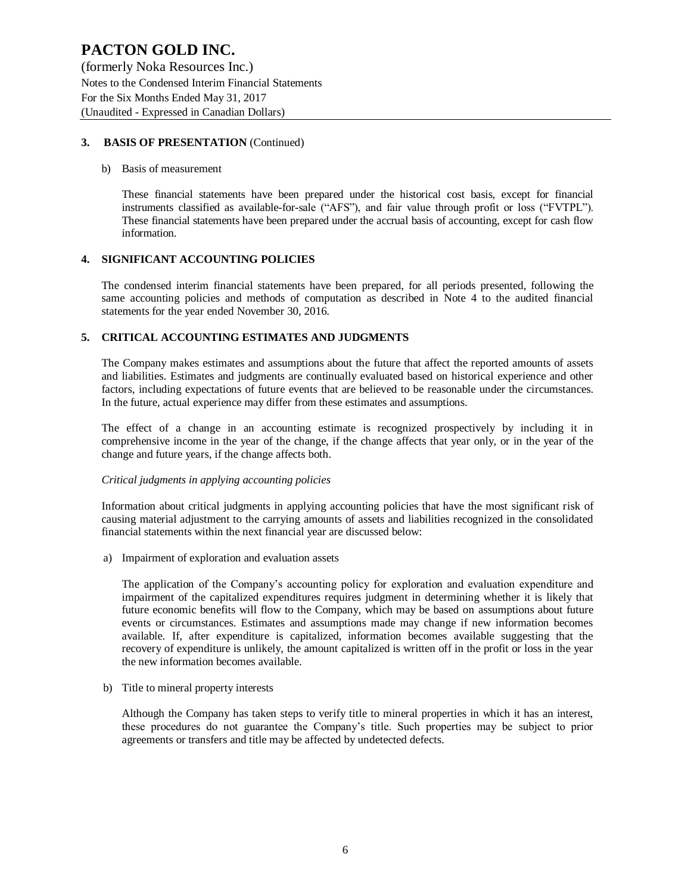## 3. BASIS OF PRESENTATION (Continued)

b) Basis of measurement

These financial statements have been prepared under the historical cost basis, except for financial instruments classified as available-for-sale ("AFS"), and fair value through profit or loss ("FVTPL"). These financial statements have been prepared under the accrual basis of accounting, except for cash flow information.

## 4. SIGNIFICANT ACCOUNTING POLICIES

The condensed interim financial statements have been prepared, for all periods presented, following the same accounting policies and methods of computation as described in Note 4 to the audited financial statements for the year ended November 30, 2016.

## 5. CRITICAL ACCOUNTING ESTIMATES AND JUDGMENTS

The Company makes estimates and assumptions about the future that affect the reported amounts of assets and liabilities. Estimates and judgments are continually evaluated based on historical experience and other factors, including expectations of future events that are believed to be reasonable under the circumstances. In the future, actual experience may differ from these estimates and assumptions.

The effect of a change in an accounting estimate is recognized prospectively by including it in comprehensive income in the year of the change, if the change affects that year only, or in the year of the change and future years, if the change affects both.

*Critical judgments in applying accounting policies*

Information about critical judgments in applying accounting policies that have the most significant risk of causing material adjustment to the carrying amounts of assets and liabilities recognized in the consolidated financial statements within the next financial year are discussed below:

a) Impairment of exploration and evaluation assets

The application of the Company's accounting policy for exploration and evaluation expenditure and impairment of the capitalized expenditures requires judgment in determining whether it is likely that future economic benefits will flow to the Company, which may be based on assumptions about future events or circumstances. Estimates and assumptions made may change if new information becomes available. If, after expenditure is capitalized, information becomes available suggesting that the recovery of expenditure is unlikely, the amount capitalized is written off in the profit or loss in the year the new information becomes available.

b) Title to mineral property interests

Although the Company has taken steps to verify title to mineral properties in which it has an interest, these procedures do not guarantee the Company's title. Such properties may be subject to prior agreements or transfers and title may be affected by undetected defects.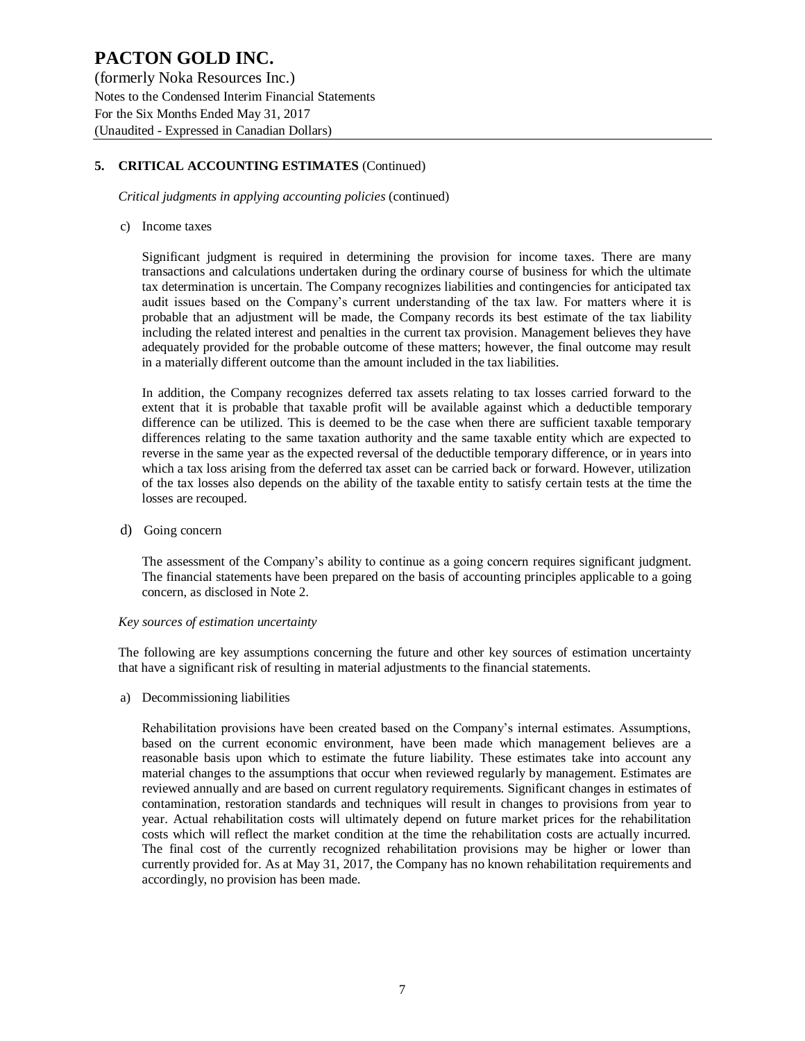## 5. CRITICAL ACCOUNTING ESTIMATES (Continued)

*Critical judgments in applying accounting policies* (continued)

c) Income taxes

Significant judgment is required in determining the provision for income taxes. There are many transactions and calculations undertaken during the ordinary course of business for which the ultimate tax determination is uncertain. The Company recognizes liabilities and contingencies for anticipated tax audit issues based on the Company's current understanding of the tax law. For matters where it is probable that an adjustment will be made, the Company records its best estimate of the tax liability including the related interest and penalties in the current tax provision. Management believes they have adequately provided for the probable outcome of these matters; however, the final outcome may result in a materially different outcome than the amount included in the tax liabilities.

In addition, the Company recognizes deferred tax assets relating to tax losses carried forward to the extent that it is probable that taxable profit will be available against which a deductible temporary difference can be utilized. This is deemed to be the case when there are sufficient taxable temporary differences relating to the same taxation authority and the same taxable entity which are expected to reverse in the same year as the expected reversal of the deductible temporary difference, or in years into which a tax loss arising from the deferred tax asset can be carried back or forward. However, utilization of the tax losses also depends on the ability of the taxable entity to satisfy certain tests at the time the losses are recouped.

d) Going concern

The assessment of the Company's ability to continue as a going concern requires significant judgment. The financial statements have been prepared on the basis of accounting principles applicable to a going concern, as disclosed in Note 2.

*Key sources of estimation uncertainty*

The following are key assumptions concerning the future and other key sources of estimation uncertainty that have a significant risk of resulting in material adjustments to the financial statements.

a) Decommissioning liabilities

Rehabilitation provisions have been created based on the Company's internal estimates. Assumptions, based on the current economic environment, have been made which management believes are a reasonable basis upon which to estimate the future liability. These estimates take into account any material changes to the assumptions that occur when reviewed regularly by management. Estimates are reviewed annually and are based on current regulatory requirements. Significant changes in estimates of contamination, restoration standards and techniques will result in changes to provisions from year to year. Actual rehabilitation costs will ultimately depend on future market prices for the rehabilitation costs which will reflect the market condition at the time the rehabilitation costs are actually incurred. The final cost of the currently recognized rehabilitation provisions may be higher or lower than currently provided for. As at May 31, 2017, the Company has no known rehabilitation requirements and accordingly, no provision has been made.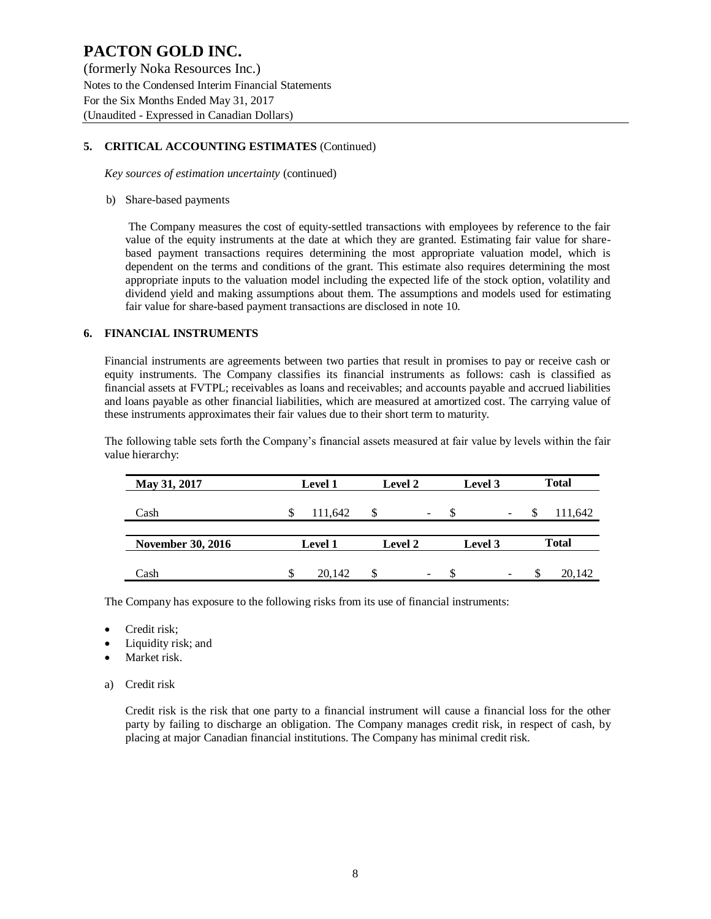## 5. CRITICAL ACCOUNTING ESTIMATES (Continued)

*Key sources of estimation uncertainty* (continued)

b) Share-based payments

The Company measures the cost of equity-settled transactions with employees by reference to the fair value of the equity instruments at the date at which they are granted. Estimating fair value for share-based payment transactions requires determining the most appropriate valuation model, which is dependent on the terms and conditions of the grant. This estimate also requires determining the most appropriate inputs to the valuation model including the expected life of the stock option, volatility and dividend yield and making assumptions about them. The assumptions and models used for estimating fair value for share-based payment transactions are disclosed in note 10.

## 6. FINANCIAL INSTRUMENTS

Financial instruments are agreements between two parties that result in promises to pay or receive cash or equity instruments. The Company classifies its financial instruments as follows: cash is classified as financial assets at FVTPL; receivables as loans and receivables; and accounts payable and accrued liabilities and loans payable as other financial liabilities, which are measured at amortized cost. The carrying value of these instruments approximates their fair values due to their short term to maturity.

The following table sets forth the Company's financial assets measured at fair value by levels within the fair value hierarchy:

| May 31, 2017 | Level 1 | Level 2 | Level 3 | Total |
|---|---|---|---|---|
| Cash | $ 111,642 | $ - | $ - | $ 111,642 |
| **November 30, 2016** | **Level 1** | **Level 2** | **Level 3** | **Total** |
| Cash | $ 20,142 | $ - | $ - | $ 20,142 |

The Company has exposure to the following risks from its use of financial instruments:

- Credit risk;
- Liquidity risk; and
- Market risk.

a) Credit risk

Credit risk is the risk that one party to a financial instrument will cause a financial loss for the other party by failing to discharge an obligation. The Company manages credit risk, in respect of cash, by placing at major Canadian financial institutions. The Company has minimal credit risk.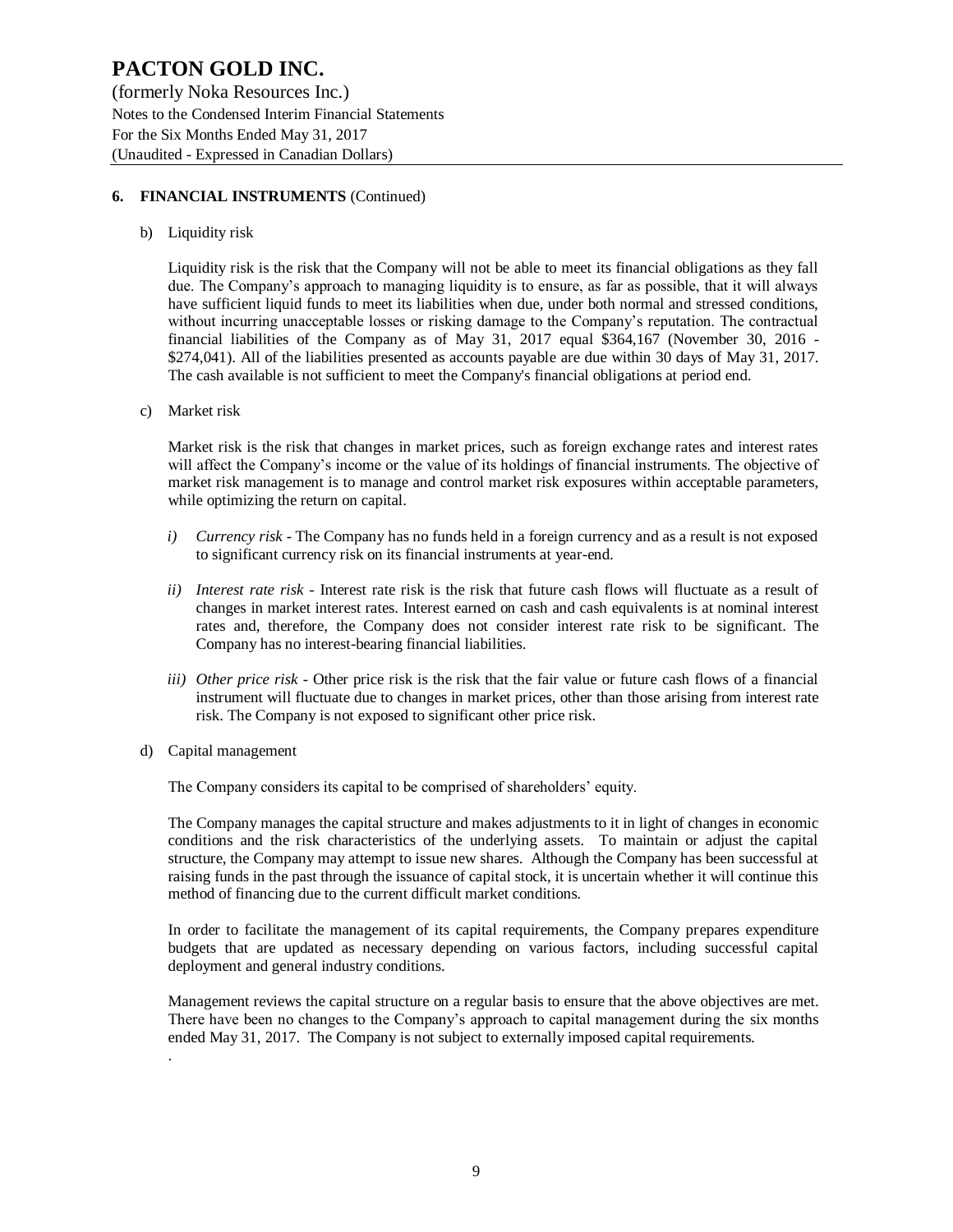## 6. FINANCIAL INSTRUMENTS (Continued)

b) Liquidity risk

Liquidity risk is the risk that the Company will not be able to meet its financial obligations as they fall due. The Company's approach to managing liquidity is to ensure, as far as possible, that it will always have sufficient liquid funds to meet its liabilities when due, under both normal and stressed conditions, without incurring unacceptable losses or risking damage to the Company's reputation. The contractual financial liabilities of the Company as of May 31, 2017 equal $364,167 (November 30, 2016 - $274,041). All of the liabilities presented as accounts payable are due within 30 days of May 31, 2017. The cash available is not sufficient to meet the Company's financial obligations at period end.

c) Market risk

Market risk is the risk that changes in market prices, such as foreign exchange rates and interest rates will affect the Company's income or the value of its holdings of financial instruments. The objective of market risk management is to manage and control market risk exposures within acceptable parameters, while optimizing the return on capital.

*i) Currency risk* - The Company has no funds held in a foreign currency and as a result is not exposed to significant currency risk on its financial instruments at year-end.

*ii) Interest rate risk* - Interest rate risk is the risk that future cash flows will fluctuate as a result of changes in market interest rates. Interest earned on cash and cash equivalents is at nominal interest rates and, therefore, the Company does not consider interest rate risk to be significant. The Company has no interest-bearing financial liabilities.

*iii) Other price risk* - Other price risk is the risk that the fair value or future cash flows of a financial instrument will fluctuate due to changes in market prices, other than those arising from interest rate risk. The Company is not exposed to significant other price risk.

d) Capital management

The Company considers its capital to be comprised of shareholders' equity.

The Company manages the capital structure and makes adjustments to it in light of changes in economic conditions and the risk characteristics of the underlying assets. To maintain or adjust the capital structure, the Company may attempt to issue new shares. Although the Company has been successful at raising funds in the past through the issuance of capital stock, it is uncertain whether it will continue this method of financing due to the current difficult market conditions.

In order to facilitate the management of its capital requirements, the Company prepares expenditure budgets that are updated as necessary depending on various factors, including successful capital deployment and general industry conditions.

Management reviews the capital structure on a regular basis to ensure that the above objectives are met. There have been no changes to the Company's approach to capital management during the six months ended May 31, 2017. The Company is not subject to externally imposed capital requirements.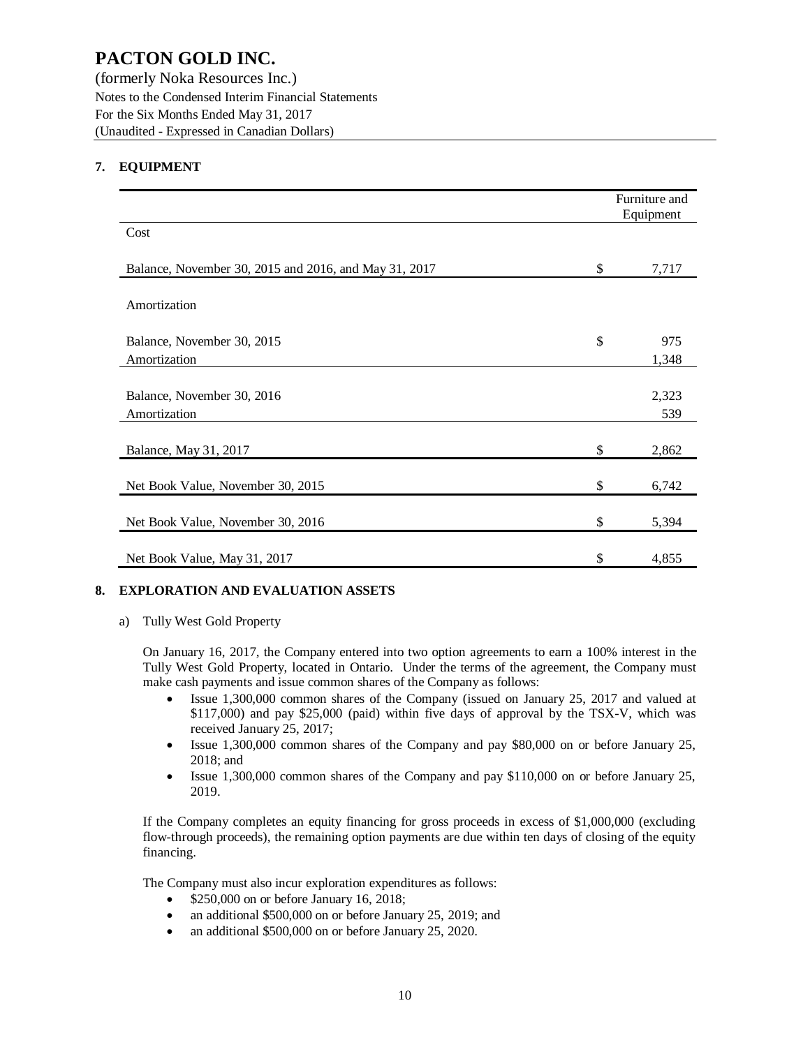# PACTON GOLD INC.

(formerly Noka Resources Inc.)
Notes to the Condensed Interim Financial Statements
For the Six Months Ended May 31, 2017
(Unaudited - Expressed in Canadian Dollars)

## 7. EQUIPMENT

| | | Furniture and Equipment |
|---|---|---|
| Cost | | |
| Balance, November 30, 2015 and 2016, and May 31, 2017 | $ | 7,717 |
| Amortization | | |
| Balance, November 30, 2015 | $ | 975 |
| Amortization | | 1,348 |
| Balance, November 30, 2016 | | 2,323 |
| Amortization | | 539 |
| Balance, May 31, 2017 | $ | 2,862 |
| Net Book Value, November 30, 2015 | $ | 6,742 |
| Net Book Value, November 30, 2016 | $ | 5,394 |
| Net Book Value, May 31, 2017 | $ | 4,855 |

## 8. EXPLORATION AND EVALUATION ASSETS

a) Tully West Gold Property

On January 16, 2017, the Company entered into two option agreements to earn a 100% interest in the Tully West Gold Property, located in Ontario. Under the terms of the agreement, the Company must make cash payments and issue common shares of the Company as follows:

- Issue 1,300,000 common shares of the Company (issued on January 25, 2017 and valued at $117,000) and pay $25,000 (paid) within five days of approval by the TSX-V, which was received January 25, 2017;
- Issue 1,300,000 common shares of the Company and pay $80,000 on or before January 25, 2018; and
- Issue 1,300,000 common shares of the Company and pay $110,000 on or before January 25, 2019.

If the Company completes an equity financing for gross proceeds in excess of $1,000,000 (excluding flow-through proceeds), the remaining option payments are due within ten days of closing of the equity financing.

The Company must also incur exploration expenditures as follows:

- $250,000 on or before January 16, 2018;
- an additional $500,000 on or before January 25, 2019; and
- an additional $500,000 on or before January 25, 2020.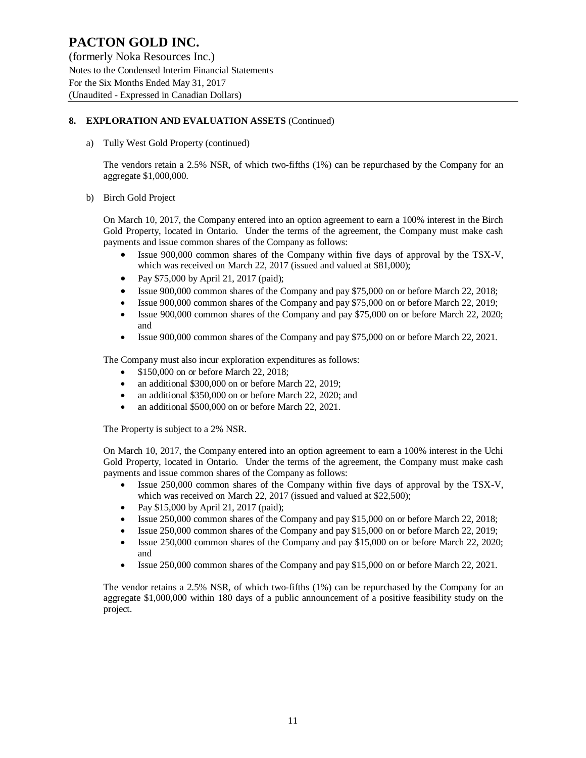## 8. EXPLORATION AND EVALUATION ASSETS (Continued)

a) Tully West Gold Property (continued)

The vendors retain a 2.5% NSR, of which two-fifths (1%) can be repurchased by the Company for an aggregate $1,000,000.

b) Birch Gold Project

On March 10, 2017, the Company entered into an option agreement to earn a 100% interest in the Birch Gold Property, located in Ontario. Under the terms of the agreement, the Company must make cash payments and issue common shares of the Company as follows:

- Issue 900,000 common shares of the Company within five days of approval by the TSX-V, which was received on March 22, 2017 (issued and valued at $81,000);
- Pay $75,000 by April 21, 2017 (paid);
- Issue 900,000 common shares of the Company and pay $75,000 on or before March 22, 2018;
- Issue 900,000 common shares of the Company and pay $75,000 on or before March 22, 2019;
- Issue 900,000 common shares of the Company and pay $75,000 on or before March 22, 2020; and
- Issue 900,000 common shares of the Company and pay $75,000 on or before March 22, 2021.

The Company must also incur exploration expenditures as follows:

- $150,000 on or before March 22, 2018;
- an additional $300,000 on or before March 22, 2019;
- an additional $350,000 on or before March 22, 2020; and
- an additional $500,000 on or before March 22, 2021.

The Property is subject to a 2% NSR.

On March 10, 2017, the Company entered into an option agreement to earn a 100% interest in the Uchi Gold Property, located in Ontario. Under the terms of the agreement, the Company must make cash payments and issue common shares of the Company as follows:

- Issue 250,000 common shares of the Company within five days of approval by the TSX-V, which was received on March 22, 2017 (issued and valued at $22,500);
- Pay $15,000 by April 21, 2017 (paid);
- Issue 250,000 common shares of the Company and pay $15,000 on or before March 22, 2018;
- Issue 250,000 common shares of the Company and pay $15,000 on or before March 22, 2019;
- Issue 250,000 common shares of the Company and pay $15,000 on or before March 22, 2020; and
- Issue 250,000 common shares of the Company and pay $15,000 on or before March 22, 2021.

The vendor retains a 2.5% NSR, of which two-fifths (1%) can be repurchased by the Company for an aggregate $1,000,000 within 180 days of a public announcement of a positive feasibility study on the project.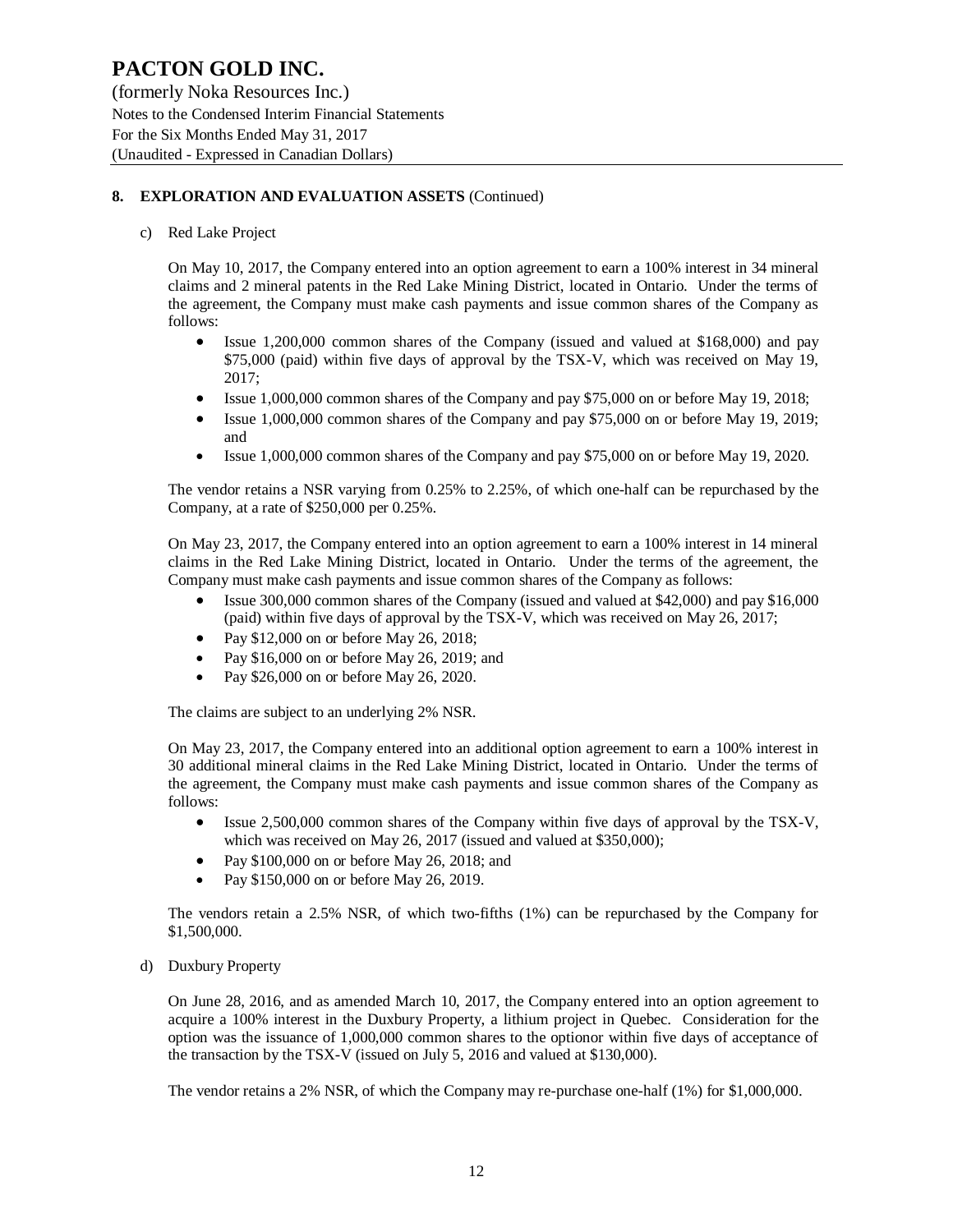## 8. EXPLORATION AND EVALUATION ASSETS (Continued)

c) Red Lake Project

On May 10, 2017, the Company entered into an option agreement to earn a 100% interest in 34 mineral claims and 2 mineral patents in the Red Lake Mining District, located in Ontario. Under the terms of the agreement, the Company must make cash payments and issue common shares of the Company as follows:

- Issue 1,200,000 common shares of the Company (issued and valued at $168,000) and pay $75,000 (paid) within five days of approval by the TSX-V, which was received on May 19, 2017;
- Issue 1,000,000 common shares of the Company and pay $75,000 on or before May 19, 2018;
- Issue 1,000,000 common shares of the Company and pay $75,000 on or before May 19, 2019; and
- Issue 1,000,000 common shares of the Company and pay $75,000 on or before May 19, 2020.

The vendor retains a NSR varying from 0.25% to 2.25%, of which one-half can be repurchased by the Company, at a rate of $250,000 per 0.25%.

On May 23, 2017, the Company entered into an option agreement to earn a 100% interest in 14 mineral claims in the Red Lake Mining District, located in Ontario. Under the terms of the agreement, the Company must make cash payments and issue common shares of the Company as follows:

- Issue 300,000 common shares of the Company (issued and valued at $42,000) and pay $16,000 (paid) within five days of approval by the TSX-V, which was received on May 26, 2017;
- Pay $12,000 on or before May 26, 2018;
- Pay $16,000 on or before May 26, 2019; and
- Pay $26,000 on or before May 26, 2020.

The claims are subject to an underlying 2% NSR.

On May 23, 2017, the Company entered into an additional option agreement to earn a 100% interest in 30 additional mineral claims in the Red Lake Mining District, located in Ontario. Under the terms of the agreement, the Company must make cash payments and issue common shares of the Company as follows:

- Issue 2,500,000 common shares of the Company within five days of approval by the TSX-V, which was received on May 26, 2017 (issued and valued at $350,000);
- Pay $100,000 on or before May 26, 2018; and
- Pay $150,000 on or before May 26, 2019.

The vendors retain a 2.5% NSR, of which two-fifths (1%) can be repurchased by the Company for $1,500,000.

d) Duxbury Property

On June 28, 2016, and as amended March 10, 2017, the Company entered into an option agreement to acquire a 100% interest in the Duxbury Property, a lithium project in Quebec. Consideration for the option was the issuance of 1,000,000 common shares to the optionor within five days of acceptance of the transaction by the TSX-V (issued on July 5, 2016 and valued at $130,000).

The vendor retains a 2% NSR, of which the Company may re-purchase one-half (1%) for $1,000,000.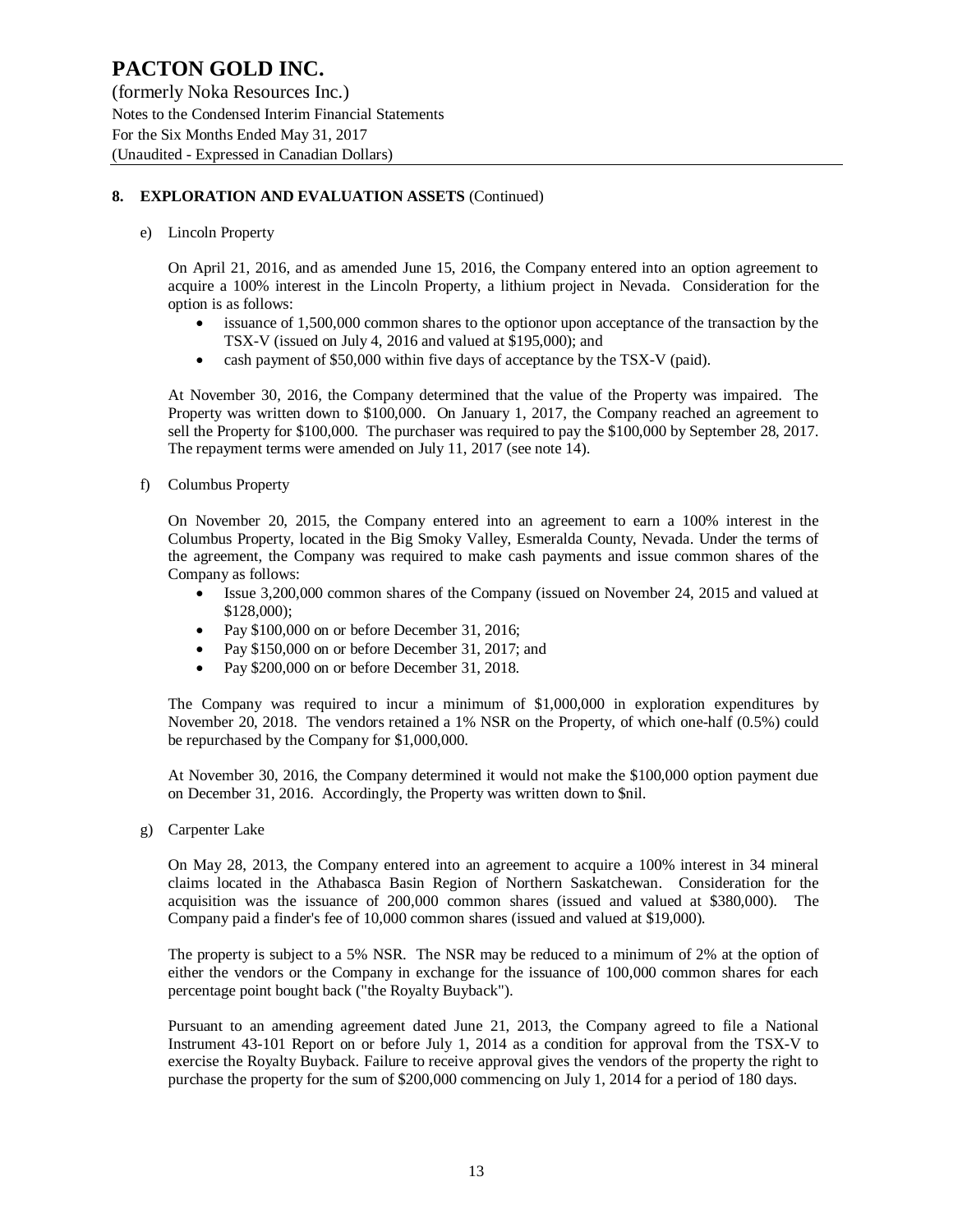## 8. EXPLORATION AND EVALUATION ASSETS (Continued)

e) Lincoln Property

On April 21, 2016, and as amended June 15, 2016, the Company entered into an option agreement to acquire a 100% interest in the Lincoln Property, a lithium project in Nevada. Consideration for the option is as follows:

- issuance of 1,500,000 common shares to the optionor upon acceptance of the transaction by the TSX-V (issued on July 4, 2016 and valued at $195,000); and
- cash payment of $50,000 within five days of acceptance by the TSX-V (paid).

At November 30, 2016, the Company determined that the value of the Property was impaired. The Property was written down to $100,000. On January 1, 2017, the Company reached an agreement to sell the Property for $100,000. The purchaser was required to pay the $100,000 by September 28, 2017. The repayment terms were amended on July 11, 2017 (see note 14).

f) Columbus Property

On November 20, 2015, the Company entered into an agreement to earn a 100% interest in the Columbus Property, located in the Big Smoky Valley, Esmeralda County, Nevada. Under the terms of the agreement, the Company was required to make cash payments and issue common shares of the Company as follows:

- Issue 3,200,000 common shares of the Company (issued on November 24, 2015 and valued at $128,000);
- Pay $100,000 on or before December 31, 2016;
- Pay $150,000 on or before December 31, 2017; and
- Pay $200,000 on or before December 31, 2018.

The Company was required to incur a minimum of $1,000,000 in exploration expenditures by November 20, 2018. The vendors retained a 1% NSR on the Property, of which one-half (0.5%) could be repurchased by the Company for $1,000,000.

At November 30, 2016, the Company determined it would not make the $100,000 option payment due on December 31, 2016. Accordingly, the Property was written down to $nil.

g) Carpenter Lake

On May 28, 2013, the Company entered into an agreement to acquire a 100% interest in 34 mineral claims located in the Athabasca Basin Region of Northern Saskatchewan. Consideration for the acquisition was the issuance of 200,000 common shares (issued and valued at $380,000). The Company paid a finder's fee of 10,000 common shares (issued and valued at $19,000).

The property is subject to a 5% NSR. The NSR may be reduced to a minimum of 2% at the option of either the vendors or the Company in exchange for the issuance of 100,000 common shares for each percentage point bought back ("the Royalty Buyback").

Pursuant to an amending agreement dated June 21, 2013, the Company agreed to file a National Instrument 43-101 Report on or before July 1, 2014 as a condition for approval from the TSX-V to exercise the Royalty Buyback. Failure to receive approval gives the vendors of the property the right to purchase the property for the sum of $200,000 commencing on July 1, 2014 for a period of 180 days.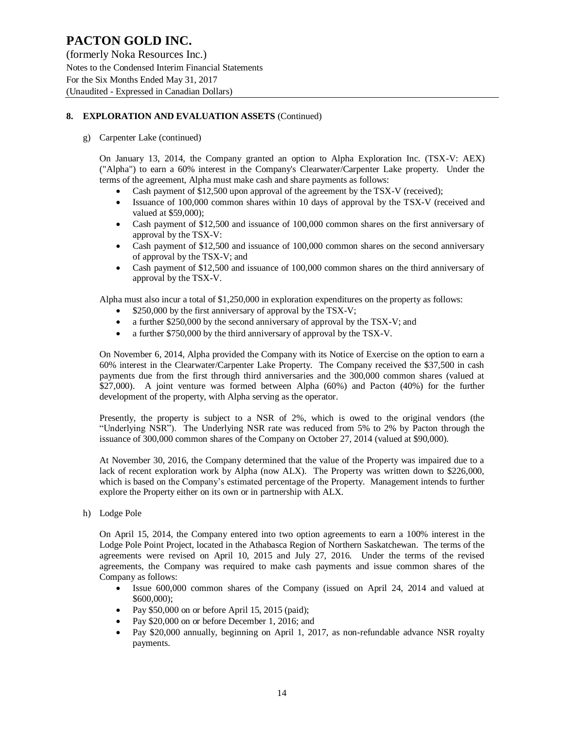## 8. EXPLORATION AND EVALUATION ASSETS (Continued)

g) Carpenter Lake (continued)

On January 13, 2014, the Company granted an option to Alpha Exploration Inc. (TSX-V: AEX) ("Alpha") to earn a 60% interest in the Company's Clearwater/Carpenter Lake property. Under the terms of the agreement, Alpha must make cash and share payments as follows:

- Cash payment of $12,500 upon approval of the agreement by the TSX-V (received);
- Issuance of 100,000 common shares within 10 days of approval by the TSX-V (received and valued at $59,000);
- Cash payment of $12,500 and issuance of 100,000 common shares on the first anniversary of approval by the TSX-V:
- Cash payment of $12,500 and issuance of 100,000 common shares on the second anniversary of approval by the TSX-V; and
- Cash payment of $12,500 and issuance of 100,000 common shares on the third anniversary of approval by the TSX-V.

Alpha must also incur a total of $1,250,000 in exploration expenditures on the property as follows:

- $250,000 by the first anniversary of approval by the TSX-V;
- a further $250,000 by the second anniversary of approval by the TSX-V; and
- a further $750,000 by the third anniversary of approval by the TSX-V.

On November 6, 2014, Alpha provided the Company with its Notice of Exercise on the option to earn a 60% interest in the Clearwater/Carpenter Lake Property. The Company received the $37,500 in cash payments due from the first through third anniversaries and the 300,000 common shares (valued at $27,000). A joint venture was formed between Alpha (60%) and Pacton (40%) for the further development of the property, with Alpha serving as the operator.

Presently, the property is subject to a NSR of 2%, which is owed to the original vendors (the "Underlying NSR"). The Underlying NSR rate was reduced from 5% to 2% by Pacton through the issuance of 300,000 common shares of the Company on October 27, 2014 (valued at $90,000).

At November 30, 2016, the Company determined that the value of the Property was impaired due to a lack of recent exploration work by Alpha (now ALX). The Property was written down to $226,000, which is based on the Company's estimated percentage of the Property. Management intends to further explore the Property either on its own or in partnership with ALX.

h) Lodge Pole

On April 15, 2014, the Company entered into two option agreements to earn a 100% interest in the Lodge Pole Point Project, located in the Athabasca Region of Northern Saskatchewan. The terms of the agreements were revised on April 10, 2015 and July 27, 2016. Under the terms of the revised agreements, the Company was required to make cash payments and issue common shares of the Company as follows:

- Issue 600,000 common shares of the Company (issued on April 24, 2014 and valued at $600,000);
- Pay $50,000 on or before April 15, 2015 (paid);
- Pay $20,000 on or before December 1, 2016; and
- Pay $20,000 annually, beginning on April 1, 2017, as non-refundable advance NSR royalty payments.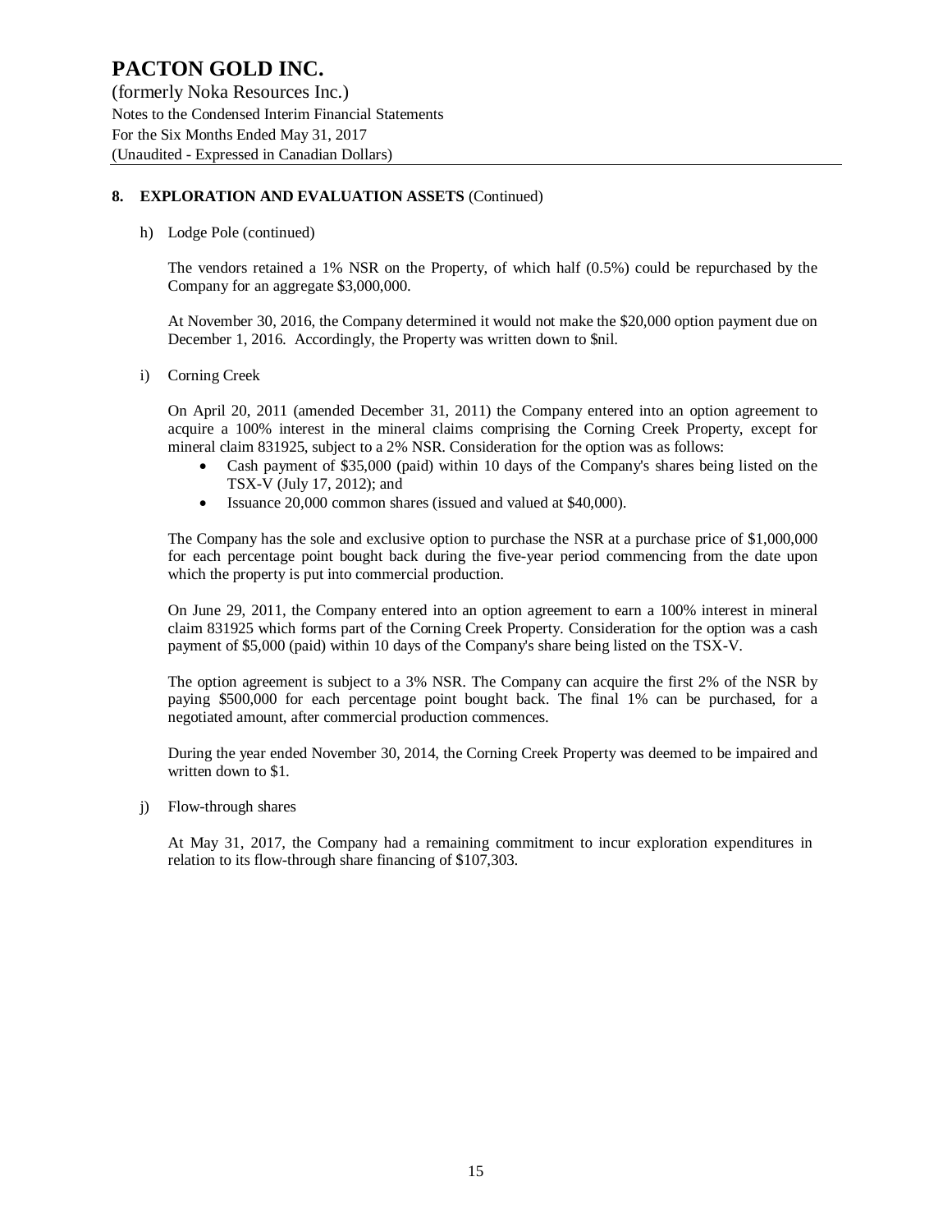## 8. EXPLORATION AND EVALUATION ASSETS (Continued)

h) Lodge Pole (continued)

The vendors retained a 1% NSR on the Property, of which half (0.5%) could be repurchased by the Company for an aggregate $3,000,000.

At November 30, 2016, the Company determined it would not make the $20,000 option payment due on December 1, 2016. Accordingly, the Property was written down to $nil.

i) Corning Creek

On April 20, 2011 (amended December 31, 2011) the Company entered into an option agreement to acquire a 100% interest in the mineral claims comprising the Corning Creek Property, except for mineral claim 831925, subject to a 2% NSR. Consideration for the option was as follows:

- Cash payment of $35,000 (paid) within 10 days of the Company's shares being listed on the TSX-V (July 17, 2012); and
- Issuance 20,000 common shares (issued and valued at $40,000).

The Company has the sole and exclusive option to purchase the NSR at a purchase price of $1,000,000 for each percentage point bought back during the five-year period commencing from the date upon which the property is put into commercial production.

On June 29, 2011, the Company entered into an option agreement to earn a 100% interest in mineral claim 831925 which forms part of the Corning Creek Property. Consideration for the option was a cash payment of $5,000 (paid) within 10 days of the Company's share being listed on the TSX-V.

The option agreement is subject to a 3% NSR. The Company can acquire the first 2% of the NSR by paying $500,000 for each percentage point bought back. The final 1% can be purchased, for a negotiated amount, after commercial production commences.

During the year ended November 30, 2014, the Corning Creek Property was deemed to be impaired and written down to $1.

j) Flow-through shares

At May 31, 2017, the Company had a remaining commitment to incur exploration expenditures in relation to its flow-through share financing of $107,303.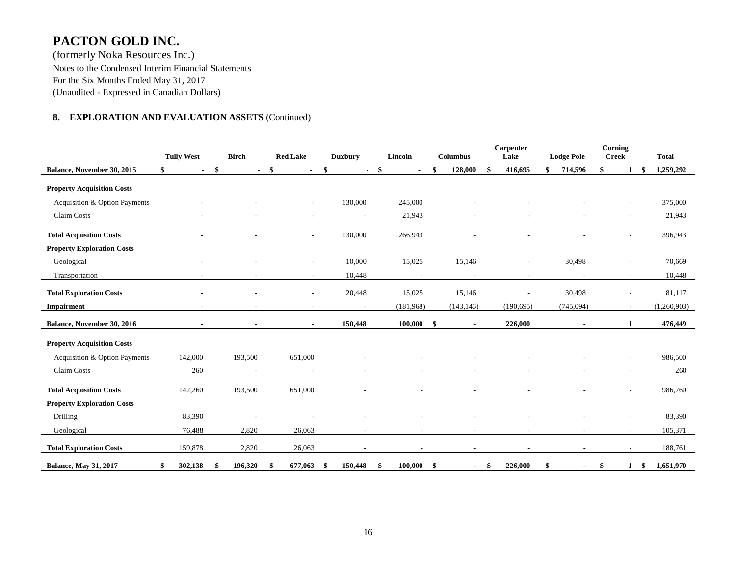# PACTON GOLD INC.

(formerly Noka Resources Inc.)
Notes to the Condensed Interim Financial Statements
For the Six Months Ended May 31, 2017
(Unaudited - Expressed in Canadian Dollars)

## 8. EXPLORATION AND EVALUATION ASSETS (Continued)

| | Tully West | Birch | Red Lake | Duxbury | Lincoln | Columbus | Carpenter Lake | Lodge Pole | Corning Creek | Total |
|---|---|---|---|---|---|---|---|---|---|---|
| **Balance, November 30, 2015** | $ - | $ - | $ - | $ - | $ - | $ 128,000 | $ 416,695 | $ 714,596 | $ 1 | $ 1,259,292 |
| **Property Acquisition Costs** | | | | | | | | | | |
| Acquisition & Option Payments | - | - | - | 130,000 | 245,000 | - | - | - | - | 375,000 |
| Claim Costs | - | - | - | - | 21,943 | - | - | - | - | 21,943 |
| **Total Acquisition Costs** | - | - | - | 130,000 | 266,943 | - | - | - | - | 396,943 |
| **Property Exploration Costs** | | | | | | | | | | |
| Geological | - | - | - | 10,000 | 15,025 | 15,146 | - | 30,498 | - | 70,669 |
| Transportation | - | - | - | 10,448 | - | - | - | - | - | 10,448 |
| **Total Exploration Costs** | - | - | - | 20,448 | 15,025 | 15,146 | - | 30,498 | - | 81,117 |
| **Impairment** | - | - | - | - | (181,968) | (143,146) | (190,695) | (745,094) | - | (1,260,903) |
| **Balance, November 30, 2016** | - | - | - | 150,448 | 100,000 | $ - | 226,000 | - | 1 | 476,449 |
| **Property Acquisition Costs** | | | | | | | | | | |
| Acquisition & Option Payments | 142,000 | 193,500 | 651,000 | - | - | - | - | - | - | 986,500 |
| Claim Costs | 260 | - | - | - | - | - | - | - | - | 260 |
| **Total Acquisition Costs** | 142,260 | 193,500 | 651,000 | - | - | - | - | - | - | 986,760 |
| **Property Exploration Costs** | | | | | | | | | | |
| Drilling | 83,390 | - | - | - | - | - | - | - | - | 83,390 |
| Geological | 76,488 | 2,820 | 26,063 | - | - | - | - | - | - | 105,371 |
| **Total Exploration Costs** | 159,878 | 2,820 | 26,063 | - | - | - | - | - | - | 188,761 |
| **Balance, May 31, 2017** | $ 302,138 | $ 196,320 | $ 677,063 | $ 150,448 | $ 100,000 | $ - | $ 226,000 | $ - | $ 1 | $ 1,651,970 |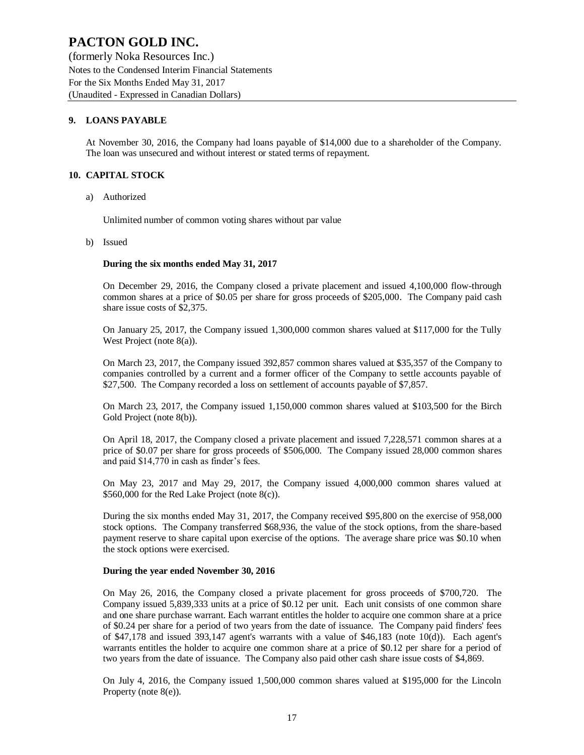## 9. LOANS PAYABLE

At November 30, 2016, the Company had loans payable of $14,000 due to a shareholder of the Company. The loan was unsecured and without interest or stated terms of repayment.

## 10. CAPITAL STOCK

a) Authorized

Unlimited number of common voting shares without par value

b) Issued

**During the six months ended May 31, 2017**

On December 29, 2016, the Company closed a private placement and issued 4,100,000 flow-through common shares at a price of $0.05 per share for gross proceeds of $205,000. The Company paid cash share issue costs of $2,375.

On January 25, 2017, the Company issued 1,300,000 common shares valued at $117,000 for the Tully West Project (note 8(a)).

On March 23, 2017, the Company issued 392,857 common shares valued at $35,357 of the Company to companies controlled by a current and a former officer of the Company to settle accounts payable of $27,500. The Company recorded a loss on settlement of accounts payable of $7,857.

On March 23, 2017, the Company issued 1,150,000 common shares valued at $103,500 for the Birch Gold Project (note 8(b)).

On April 18, 2017, the Company closed a private placement and issued 7,228,571 common shares at a price of $0.07 per share for gross proceeds of $506,000. The Company issued 28,000 common shares and paid $14,770 in cash as finder's fees.

On May 23, 2017 and May 29, 2017, the Company issued 4,000,000 common shares valued at $560,000 for the Red Lake Project (note 8(c)).

During the six months ended May 31, 2017, the Company received $95,800 on the exercise of 958,000 stock options. The Company transferred $68,936, the value of the stock options, from the share-based payment reserve to share capital upon exercise of the options. The average share price was $0.10 when the stock options were exercised.

**During the year ended November 30, 2016**

On May 26, 2016, the Company closed a private placement for gross proceeds of $700,720. The Company issued 5,839,333 units at a price of $0.12 per unit. Each unit consists of one common share and one share purchase warrant. Each warrant entitles the holder to acquire one common share at a price of $0.24 per share for a period of two years from the date of issuance. The Company paid finders' fees of $47,178 and issued 393,147 agent's warrants with a value of $46,183 (note 10(d)). Each agent's warrants entitles the holder to acquire one common share at a price of $0.12 per share for a period of two years from the date of issuance. The Company also paid other cash share issue costs of $4,869.

On July 4, 2016, the Company issued 1,500,000 common shares valued at $195,000 for the Lincoln Property (note 8(e)).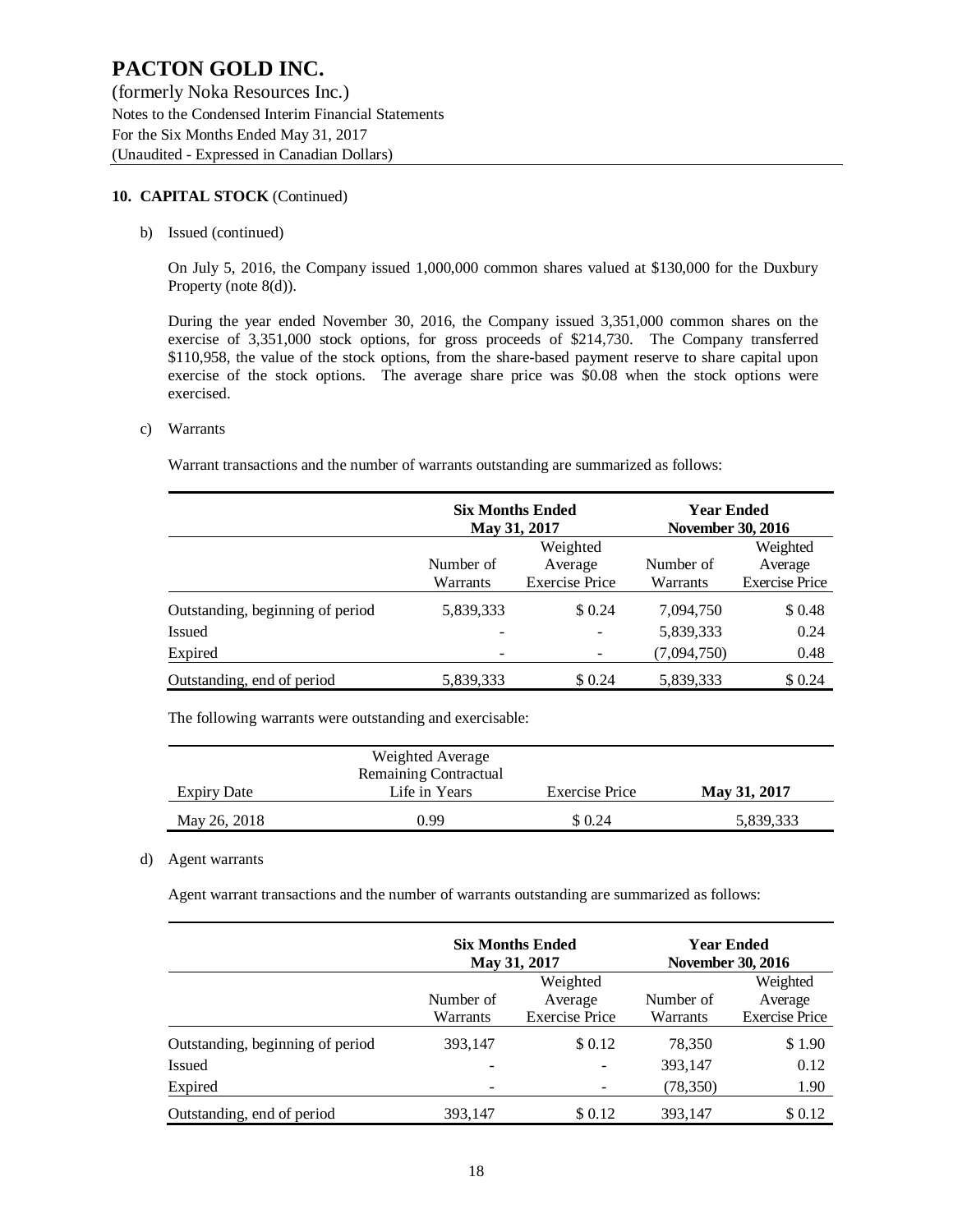# PACTON GOLD INC.

(formerly Noka Resources Inc.)
Notes to the Condensed Interim Financial Statements
For the Six Months Ended May 31, 2017
(Unaudited - Expressed in Canadian Dollars)

**10. CAPITAL STOCK** (Continued)

b) Issued (continued)

On July 5, 2016, the Company issued 1,000,000 common shares valued at $130,000 for the Duxbury Property (note 8(d)).

During the year ended November 30, 2016, the Company issued 3,351,000 common shares on the exercise of 3,351,000 stock options, for gross proceeds of $214,730. The Company transferred $110,958, the value of the stock options, from the share-based payment reserve to share capital upon exercise of the stock options. The average share price was $0.08 when the stock options were exercised.

c) Warrants

Warrant transactions and the number of warrants outstanding are summarized as follows:

| | **Six Months Ended May 31, 2017** | | **Year Ended November 30, 2016** | |
|---|---|---|---|---|
| | Number of Warrants | Weighted Average Exercise Price | Number of Warrants | Weighted Average Exercise Price |
| Outstanding, beginning of period | 5,839,333 | $ 0.24 | 7,094,750 | $ 0.48 |
| Issued | - | - | 5,839,333 | 0.24 |
| Expired | - | - | (7,094,750) | 0.48 |
| Outstanding, end of period | 5,839,333 | $ 0.24 | 5,839,333 | $ 0.24 |

The following warrants were outstanding and exercisable:

| Expiry Date | Weighted Average Remaining Contractual Life in Years | Exercise Price | **May 31, 2017** |
|---|---|---|---|
| May 26, 2018 | 0.99 | $ 0.24 | 5,839,333 |

d) Agent warrants

Agent warrant transactions and the number of warrants outstanding are summarized as follows:

| | **Six Months Ended May 31, 2017** | | **Year Ended November 30, 2016** | |
|---|---|---|---|---|
| | Number of Warrants | Weighted Average Exercise Price | Number of Warrants | Weighted Average Exercise Price |
| Outstanding, beginning of period | 393,147 | $ 0.12 | 78,350 | $ 1.90 |
| Issued | - | - | 393,147 | 0.12 |
| Expired | - | - | (78,350) | 1.90 |
| Outstanding, end of period | 393,147 | $ 0.12 | 393,147 | $ 0.12 |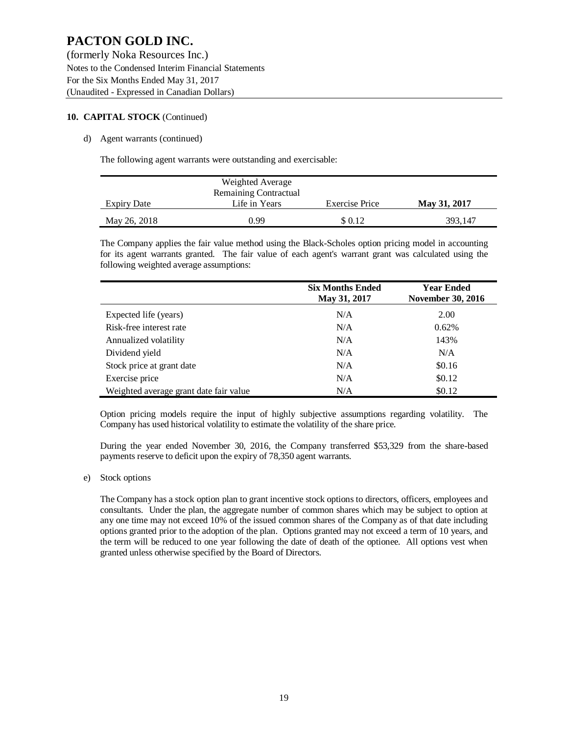# PACTON GOLD INC.

(formerly Noka Resources Inc.)
Notes to the Condensed Interim Financial Statements
For the Six Months Ended May 31, 2017
(Unaudited - Expressed in Canadian Dollars)

**10. CAPITAL STOCK** (Continued)

d) Agent warrants (continued)

The following agent warrants were outstanding and exercisable:

| Expiry Date | Weighted Average Remaining Contractual Life in Years | Exercise Price | **May 31, 2017** |
|---|---|---|---|
| May 26, 2018 | 0.99 | $ 0.12 | 393,147 |

The Company applies the fair value method using the Black-Scholes option pricing model in accounting for its agent warrants granted. The fair value of each agent's warrant grant was calculated using the following weighted average assumptions:

| | **Six Months Ended May 31, 2017** | **Year Ended November 30, 2016** |
|---|---|---|
| Expected life (years) | N/A | 2.00 |
| Risk-free interest rate | N/A | 0.62% |
| Annualized volatility | N/A | 143% |
| Dividend yield | N/A | N/A |
| Stock price at grant date | N/A | $0.16 |
| Exercise price | N/A | $0.12 |
| Weighted average grant date fair value | N/A | $0.12 |

Option pricing models require the input of highly subjective assumptions regarding volatility. The Company has used historical volatility to estimate the volatility of the share price.

During the year ended November 30, 2016, the Company transferred $53,329 from the share-based payments reserve to deficit upon the expiry of 78,350 agent warrants.

e) Stock options

The Company has a stock option plan to grant incentive stock options to directors, officers, employees and consultants. Under the plan, the aggregate number of common shares which may be subject to option at any one time may not exceed 10% of the issued common shares of the Company as of that date including options granted prior to the adoption of the plan. Options granted may not exceed a term of 10 years, and the term will be reduced to one year following the date of death of the optionee. All options vest when granted unless otherwise specified by the Board of Directors.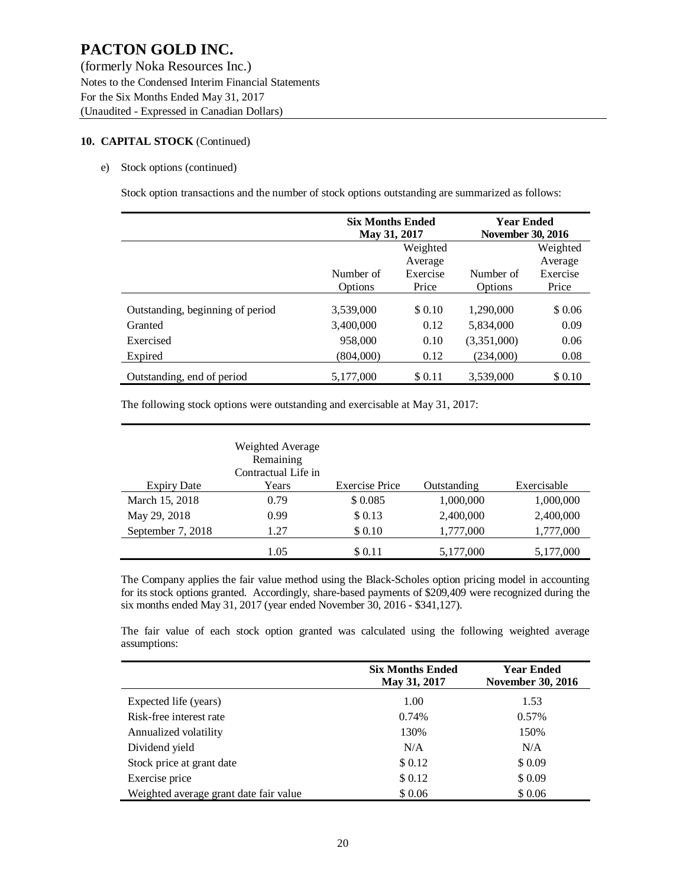# PACTON GOLD INC.

(formerly Noka Resources Inc.)
Notes to the Condensed Interim Financial Statements
For the Six Months Ended May 31, 2017
(Unaudited - Expressed in Canadian Dollars)

## 10. CAPITAL STOCK (Continued)

e) Stock options (continued)

Stock option transaction and the number of stock options outstanding are summarized as follows:

| | Six Months Ended May 31, 2017 | | Year Ended November 30, 2016 | |
|---|---|---|---|---|
| | Number of Options | Weighted Average Exercise Price | Number of Options | Weighted Average Exercise Price |
| Outstanding, beginning of period | 3,539,000 | $ 0.10 | 1,290,000 | $ 0.06 |
| Granted | 3,400,000 | 0.12 | 5,834,000 | 0.09 |
| Exercised | 958,000 | 0.10 | (3,351,000) | 0.06 |
| Expired | (804,000) | 0.12 | (234,000) | 0.08 |
| Outstanding, end of period | 5,177,000 | $ 0.11 | 3,539,000 | $ 0.10 |

The following stock options were outstanding and exercisable at May 31, 2017:

| Expiry Date | Weighted Average Remaining Contractual Life in Years | Exercise Price | Outstanding | Exercisable |
|---|---|---|---|---|
| March 15, 2018 | 0.79 | $ 0.085 | 1,000,000 | 1,000,000 |
| May 29, 2018 | 0.99 | $ 0.13 | 2,400,000 | 2,400,000 |
| September 7, 2018 | 1.27 | $ 0.10 | 1,777,000 | 1,777,000 |
| | 1.05 | $ 0.11 | 5,177,000 | 5,177,000 |

The Company applies the fair value method using the Black-Scholes option pricing model in accounting for its stock options granted. Accordingly, share-based payments of $209,409 were recognized during the six months ended May 31, 2017 (year ended November 30, 2016 - $341,127).

The fair value of each stock option granted was calculated using the following weighted average assumptions:

| | Six Months Ended May 31, 2017 | Year Ended November 30, 2016 |
|---|---|---|
| Expected life (years) | 1.00 | 1.53 |
| Risk-free interest rate | 0.74% | 0.57% |
| Annualized volatility | 130% | 150% |
| Dividend yield | N/A | N/A |
| Stock price at grant date | $ 0.12 | $ 0.09 |
| Exercise price | $ 0.12 | $ 0.09 |
| Weighted average grant date fair value | $ 0.06 | $ 0.06 |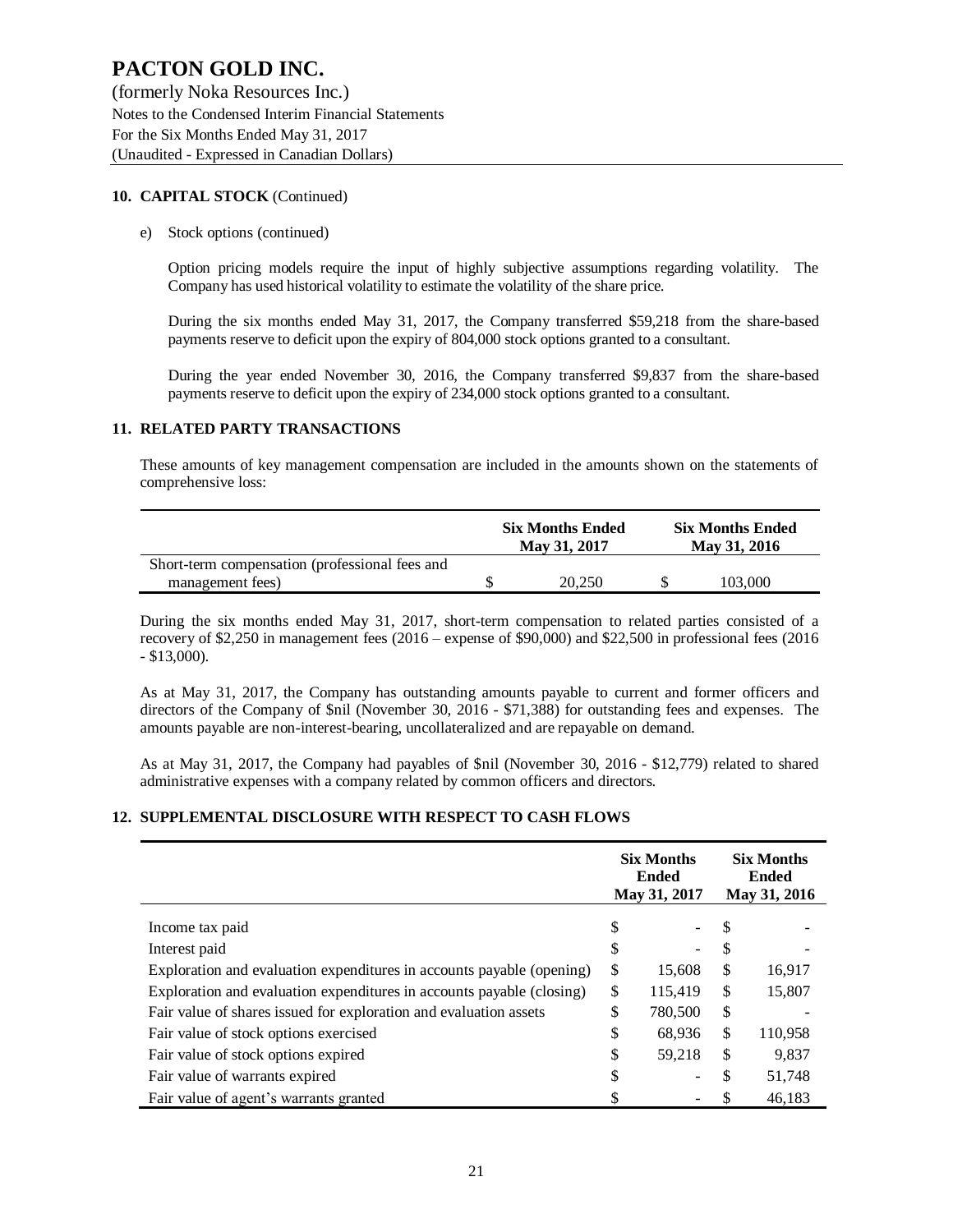# PACTON GOLD INC.

(formerly Noka Resources Inc.)
Notes to the Condensed Interim Financial Statements
For the Six Months Ended May 31, 2017
(Unaudited - Expressed in Canadian Dollars)

## 10. CAPITAL STOCK (Continued)

e) Stock options (continued)

Option pricing models require the input of highly subjective assumptions regarding volatility. The Company has used historical volatility to estimate the volatility of the share price.

During the six months ended May 31, 2017, the Company transferred $59,218 from the share-based payments reserve to deficit upon the expiry of 804,000 stock options granted to a consultant.

During the year ended November 30, 2016, the Company transferred $9,837 from the share-based payments reserve to deficit upon the expiry of 234,000 stock options granted to a consultant.

## 11. RELATED PARTY TRANSACTIONS

These amounts of key management compensation are included in the amounts shown on the statements of comprehensive loss:

| | Six Months Ended May 31, 2017 | Six Months Ended May 31, 2016 |
|---|---|---|
| Short-term compensation (professional fees and management fees) | $ 20,250 | $ 103,000 |

During the six months ended May 31, 2017, short-term compensation to related parties consisted of a recovery of $2,250 in management fees (2016 – expense of $90,000) and $22,500 in professional fees (2016 - $13,000).

As at May 31, 2017, the Company has outstanding amounts payable to current and former officers and directors of the Company of $nil (November 30, 2016 - $71,388) for outstanding fees and expenses. The amounts payable are non-interest-bearing, uncollateralized and are repayable on demand.

As at May 31, 2017, the Company had payables of $nil (November 30, 2016 - $12,779) related to shared administrative expenses with a company related by common officers and directors.

## 12. SUPPLEMENTAL DISCLOSURE WITH RESPECT TO CASH FLOWS

| | Six Months Ended May 31, 2017 | Six Months Ended May 31, 2016 |
|---|---|---|
| Income tax paid | $ - | $ - |
| Interest paid | $ - | $ - |
| Exploration and evaluation expenditures in accounts payable (opening) | $ 15,608 | $ 16,917 |
| Exploration and evaluation expenditures in accounts payable (closing) | $ 115,419 | $ 15,807 |
| Fair value of shares issued for exploration and evaluation assets | $ 780,500 | $ - |
| Fair value of stock options exercised | $ 68,936 | $ 110,958 |
| Fair value of stock options expired | $ 59,218 | $ 9,837 |
| Fair value of warrants expired | $ - | $ 51,748 |
| Fair value of agent's warrants granted | $ - | $ 46,183 |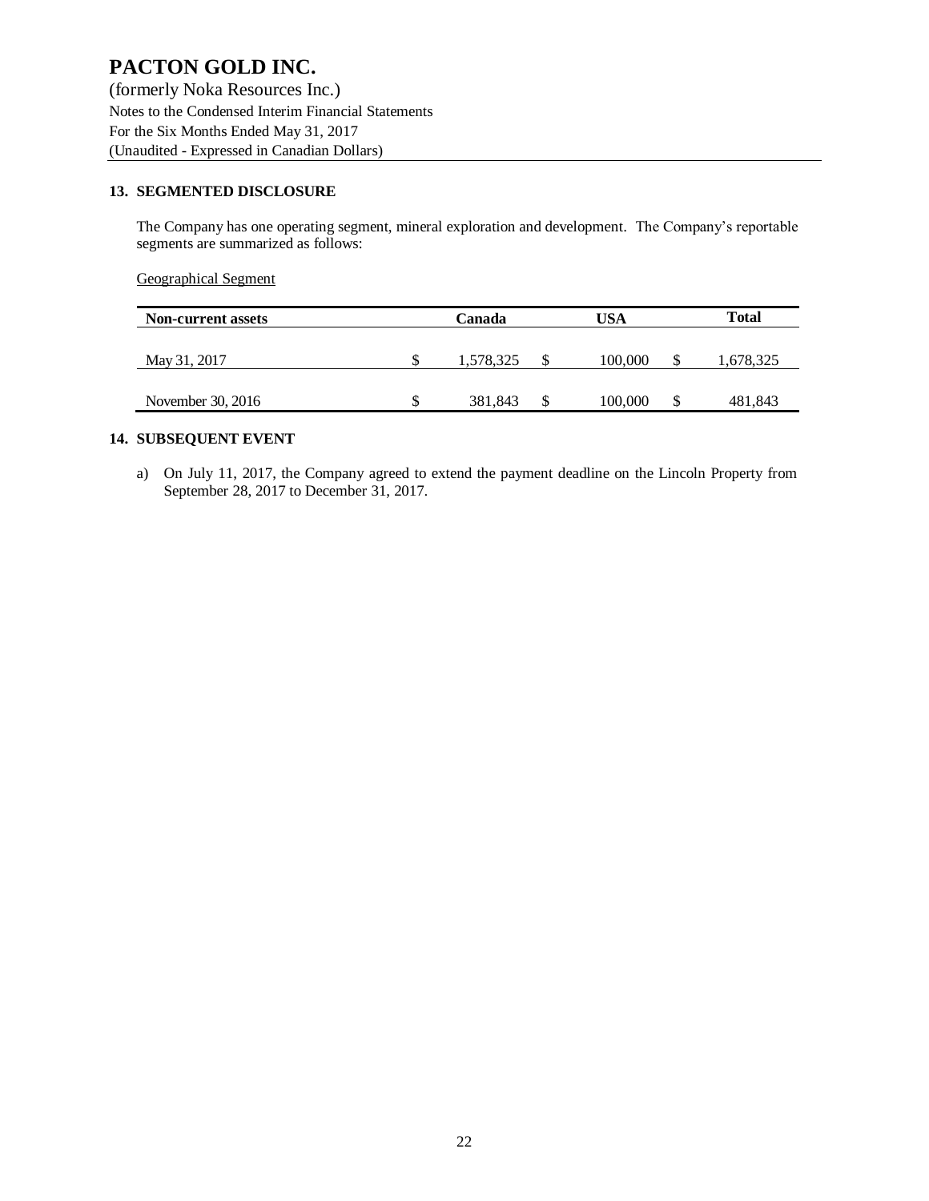## 13. SEGMENTED DISCLOSURE

The Company has one operating segment, mineral exploration and development. The Company's reportable segments are summarized as follows:

Geographical Segment

| Non-current assets | Canada | USA | Total |
|---|---|---|---|
| May 31, 2017 | $ 1,578,325 | $ 100,000 | $ 1,678,325 |
| November 30, 2016 | $ 381,843 | $ 100,000 | $ 481,843 |

## 14. SUBSEQUENT EVENT

a) On July 11, 2017, the Company agreed to extend the payment deadline on the Lincoln Property from September 28, 2017 to December 31, 2017.